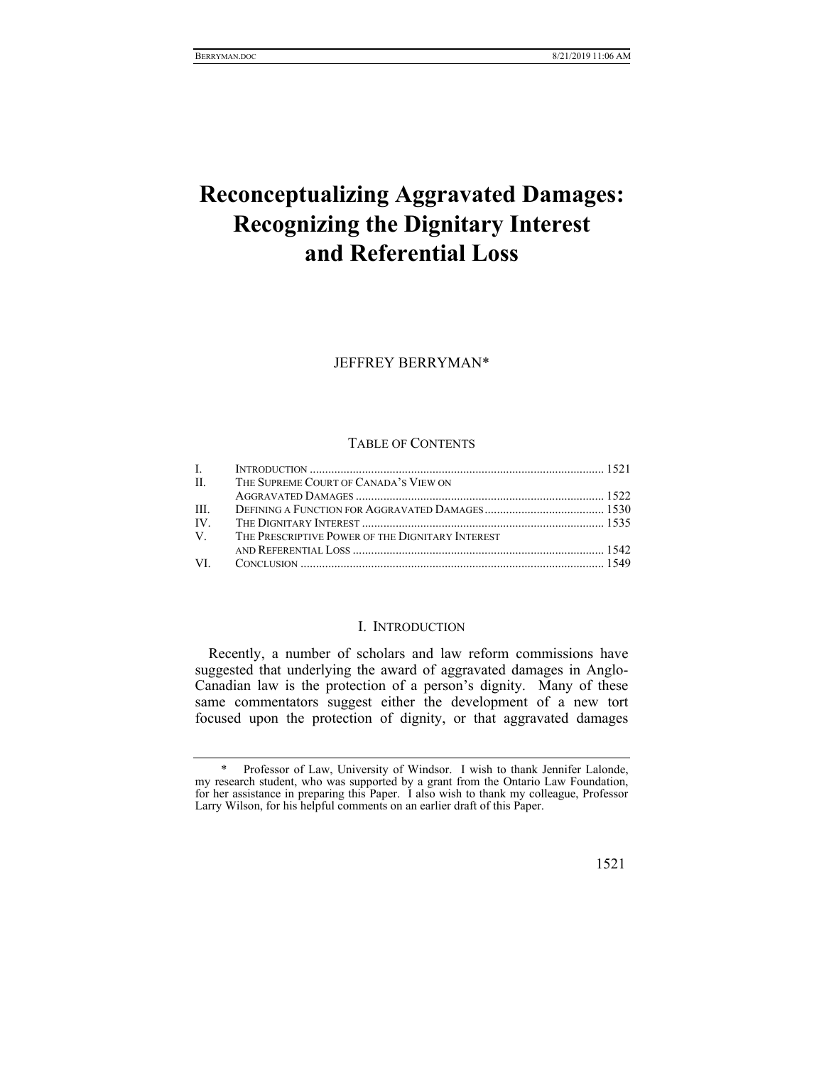# Reconceptualizing Aggravated Damages: Recognizing the Dignitary Interest and Referential Loss

JEFFREY BERRYMAN*

TABLE OF CONTENTS

| | | |
|---|---|---|
| I. | INTRODUCTION | 1521 |
| II. | THE SUPREME COURT OF CANADA'S VIEW ON AGGRAVATED DAMAGES | 1522 |
| III. | DEFINING A FUNCTION FOR AGGRAVATED DAMAGES | 1530 |
| IV. | THE DIGNITARY INTEREST | 1535 |
| V. | THE PRESCRIPTIVE POWER OF THE DIGNITARY INTEREST AND REFERENTIAL LOSS | 1542 |
| VI. | CONCLUSION | 1549 |

## I. INTRODUCTION

Recently, a number of scholars and law reform commissions have suggested that underlying the award of aggravated damages in Anglo-Canadian law is the protection of a person's dignity. Many of these same commentators suggest either the development of a new tort focused upon the protection of dignity, or that aggravated damages

---

\* Professor of Law, University of Windsor. I wish to thank Jennifer Lalonde, my research student, who was supported by a grant from the Ontario Law Foundation, for her assistance in preparing this Paper. I also wish to thank my colleague, Professor Larry Wilson, for his helpful comments on an earlier draft of this Paper.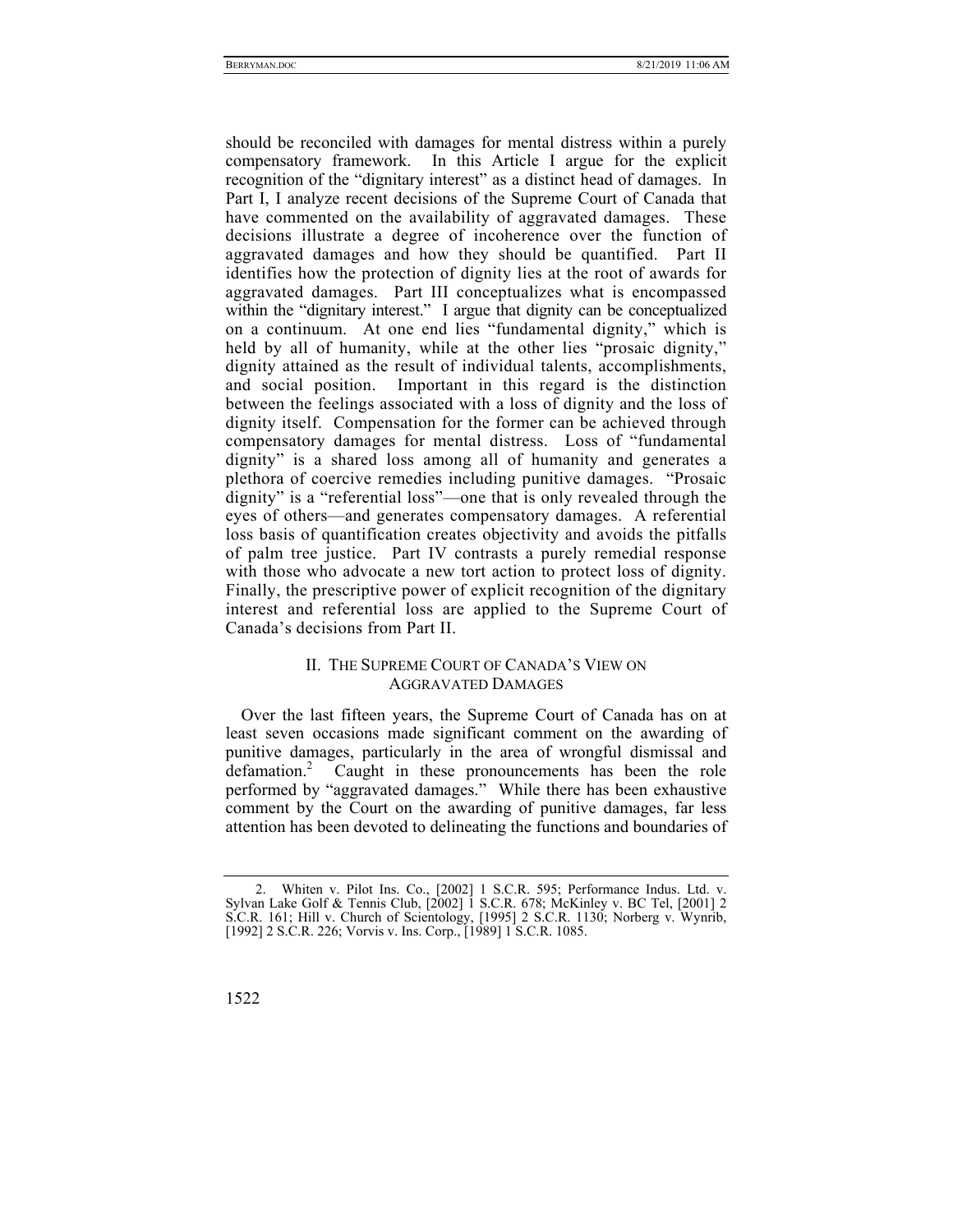should be reconciled with damages for mental distress within a purely compensatory framework. In this Article I argue for the explicit recognition of the "dignitary interest" as a distinct head of damages. In Part I, I analyze recent decisions of the Supreme Court of Canada that have commented on the availability of aggravated damages. These decisions illustrate a degree of incoherence over the function of aggravated damages and how they should be quantified. Part II identifies how the protection of dignity lies at the root of awards for aggravated damages. Part III conceptualizes what is encompassed within the "dignitary interest." I argue that dignity can be conceptualized on a continuum. At one end lies "fundamental dignity," which is held by all of humanity, while at the other lies "prosaic dignity," dignity attained as the result of individual talents, accomplishments, and social position. Important in this regard is the distinction between the feelings associated with a loss of dignity and the loss of dignity itself. Compensation for the former can be achieved through compensatory damages for mental distress. Loss of "fundamental dignity" is a shared loss among all of humanity and generates a plethora of coercive remedies including punitive damages. "Prosaic dignity" is a "referential loss"—one that is only revealed through the eyes of others—and generates compensatory damages. A referential loss basis of quantification creates objectivity and avoids the pitfalls of palm tree justice. Part IV contrasts a purely remedial response with those who advocate a new tort action to protect loss of dignity. Finally, the prescriptive power of explicit recognition of the dignitary interest and referential loss are applied to the Supreme Court of Canada's decisions from Part II.

## II. THE SUPREME COURT OF CANADA'S VIEW ON AGGRAVATED DAMAGES

Over the last fifteen years, the Supreme Court of Canada has on at least seven occasions made significant comment on the awarding of punitive damages, particularly in the area of wrongful dismissal and defamation.[2] Caught in these pronouncements has been the role performed by "aggravated damages." While there has been exhaustive comment by the Court on the awarding of punitive damages, far less attention has been devoted to delineating the functions and boundaries of

---

2. Whiten v. Pilot Ins. Co., [2002] 1 S.C.R. 595; Performance Indus. Ltd. v. Sylvan Lake Golf & Tennis Club, [2002] 1 S.C.R. 678; McKinley v. BC Tel, [2001] 2 S.C.R. 161; Hill v. Church of Scientology, [1995] 2 S.C.R. 1130; Norberg v. Wynrib, [1992] 2 S.C.R. 226; Vorvis v. Ins. Corp., [1989] 1 S.C.R. 1085.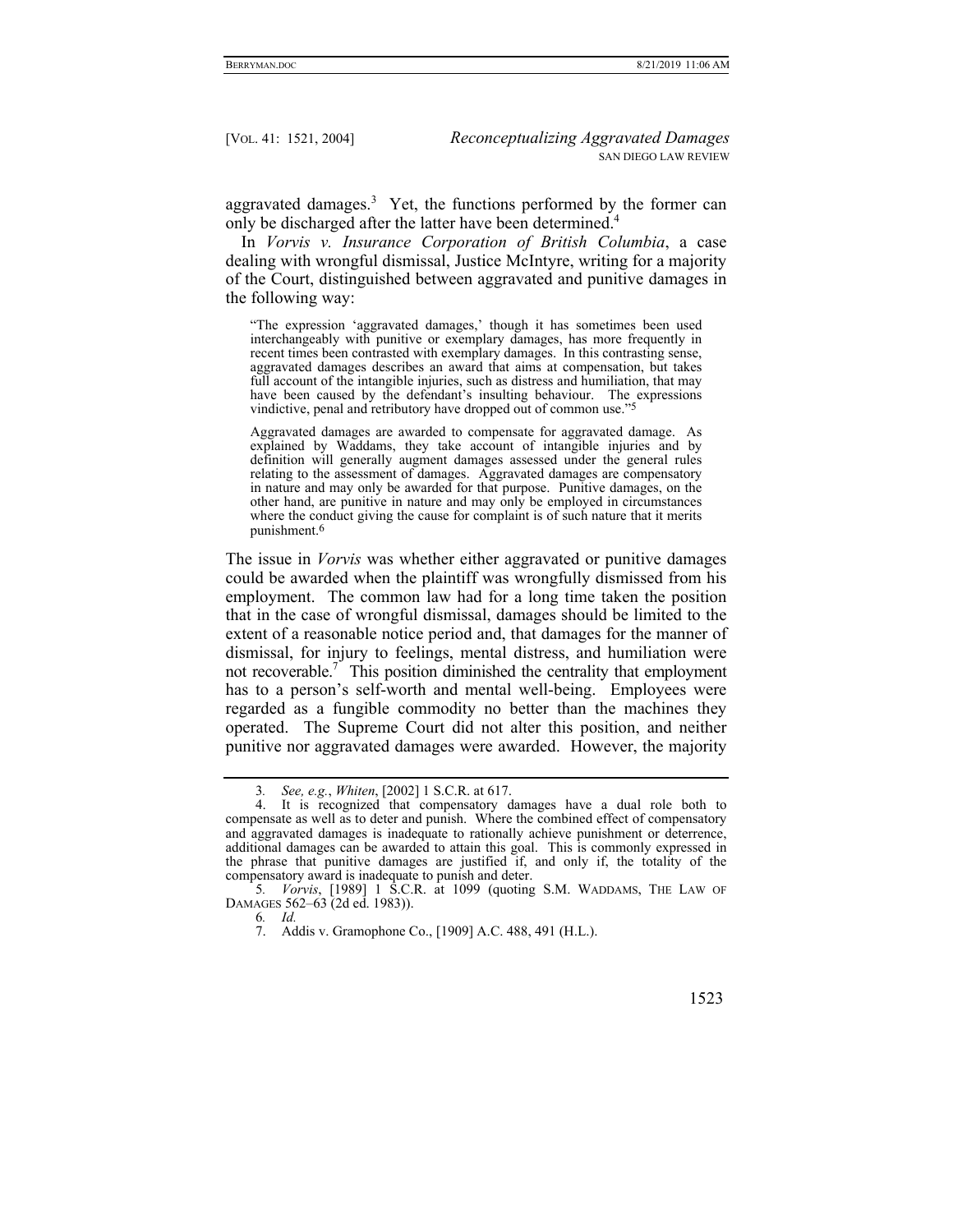aggravated damages.[3] Yet, the functions performed by the former can only be discharged after the latter have been determined.[4]

In *Vorvis v. Insurance Corporation of British Columbia*, a case dealing with wrongful dismissal, Justice McIntyre, writing for a majority of the Court, distinguished between aggravated and punitive damages in the following way:

> "The expression 'aggravated damages,' though it has sometimes been used interchangeably with punitive or exemplary damages, has more frequently in recent times been contrasted with exemplary damages. In this contrasting sense, aggravated damages describes an award that aims at compensation, but takes full account of the intangible injuries, such as distress and humiliation, that may have been caused by the defendant's insulting behaviour. The expressions vindictive, penal and retributory have dropped out of common use."[5]
>
> Aggravated damages are awarded to compensate for aggravated damage. As explained by Waddams, they take account of intangible injuries and by definition will generally augment damages assessed under the general rules relating to the assessment of damages. Aggravated damages are compensatory in nature and may only be awarded for that purpose. Punitive damages, on the other hand, are punitive in nature and may only be employed in circumstances where the conduct giving the cause for complaint is of such nature that it merits punishment.[6]

The issue in *Vorvis* was whether either aggravated or punitive damages could be awarded when the plaintiff was wrongfully dismissed from his employment. The common law had for a long time taken the position that in the case of wrongful dismissal, damages should be limited to the extent of a reasonable notice period and, that damages for the manner of dismissal, for injury to feelings, mental distress, and humiliation were not recoverable.[7] This position diminished the centrality that employment has to a person's self-worth and mental well-being. Employees were regarded as a fungible commodity no better than the machines they operated. The Supreme Court did not alter this position, and neither punitive nor aggravated damages were awarded. However, the majority

---

3. *See, e.g.*, *Whiten*, [2002] 1 S.C.R. at 617.

4. It is recognized that compensatory damages have a dual role both to compensate as well as to deter and punish. Where the combined effect of compensatory and aggravated damages is inadequate to rationally achieve punishment or deterrence, additional damages can be awarded to attain this goal. This is commonly expressed in the phrase that punitive damages are justified if, and only if, the totality of the compensatory award is inadequate to punish and deter.

5. *Vorvis*, [1989] 1 S.C.R. at 1099 (quoting S.M. WADDAMS, THE LAW OF DAMAGES 562–63 (2d ed. 1983)).

6. *Id.*

7. Addis v. Gramophone Co., [1909] A.C. 488, 491 (H.L.).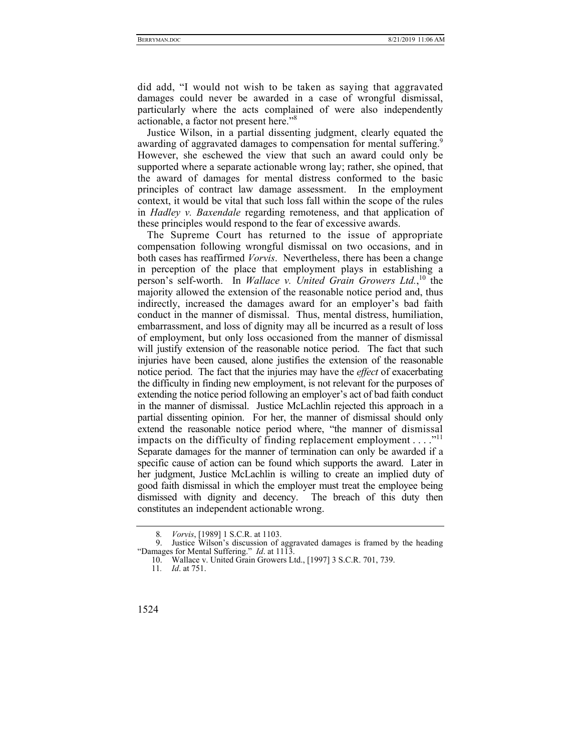did add, "I would not wish to be taken as saying that aggravated damages could never be awarded in a case of wrongful dismissal, particularly where the acts complained of were also independently actionable, a factor not present here."[8]

Justice Wilson, in a partial dissenting judgment, clearly equated the awarding of aggravated damages to compensation for mental suffering.[9] However, she eschewed the view that such an award could only be supported where a separate actionable wrong lay; rather, she opined, that the award of damages for mental distress conformed to the basic principles of contract law damage assessment. In the employment context, it would be vital that such loss fall within the scope of the rules in *Hadley v. Baxendale* regarding remoteness, and that application of these principles would respond to the fear of excessive awards.

The Supreme Court has returned to the issue of appropriate compensation following wrongful dismissal on two occasions, and in both cases has reaffirmed *Vorvis*. Nevertheless, there has been a change in perception of the place that employment plays in establishing a person's self-worth. In *Wallace v. United Grain Growers Ltd.*,[10] the majority allowed the extension of the reasonable notice period and, thus indirectly, increased the damages award for an employer's bad faith conduct in the manner of dismissal. Thus, mental distress, humiliation, embarrassment, and loss of dignity may all be incurred as a result of loss of employment, but only loss occasioned from the manner of dismissal will justify extension of the reasonable notice period. The fact that such injuries have been caused, alone justifies the extension of the reasonable notice period. The fact that the injuries may have the *effect* of exacerbating the difficulty in finding new employment, is not relevant for the purposes of extending the notice period following an employer's act of bad faith conduct in the manner of dismissal. Justice McLachlin rejected this approach in a partial dissenting opinion. For her, the manner of dismissal should only extend the reasonable notice period where, "the manner of dismissal impacts on the difficulty of finding replacement employment . . . ."[11] Separate damages for the manner of termination can only be awarded if a specific cause of action can be found which supports the award. Later in her judgment, Justice McLachlin is willing to create an implied duty of good faith dismissal in which the employer must treat the employee being dismissed with dignity and decency. The breach of this duty then constitutes an independent actionable wrong.

---

8. *Vorvis*, [1989] 1 S.C.R. at 1103.
9. Justice Wilson's discussion of aggravated damages is framed by the heading "Damages for Mental Suffering." *Id*. at 1113.
10. Wallace v. United Grain Growers Ltd., [1997] 3 S.C.R. 701, 739.
11. *Id*. at 751.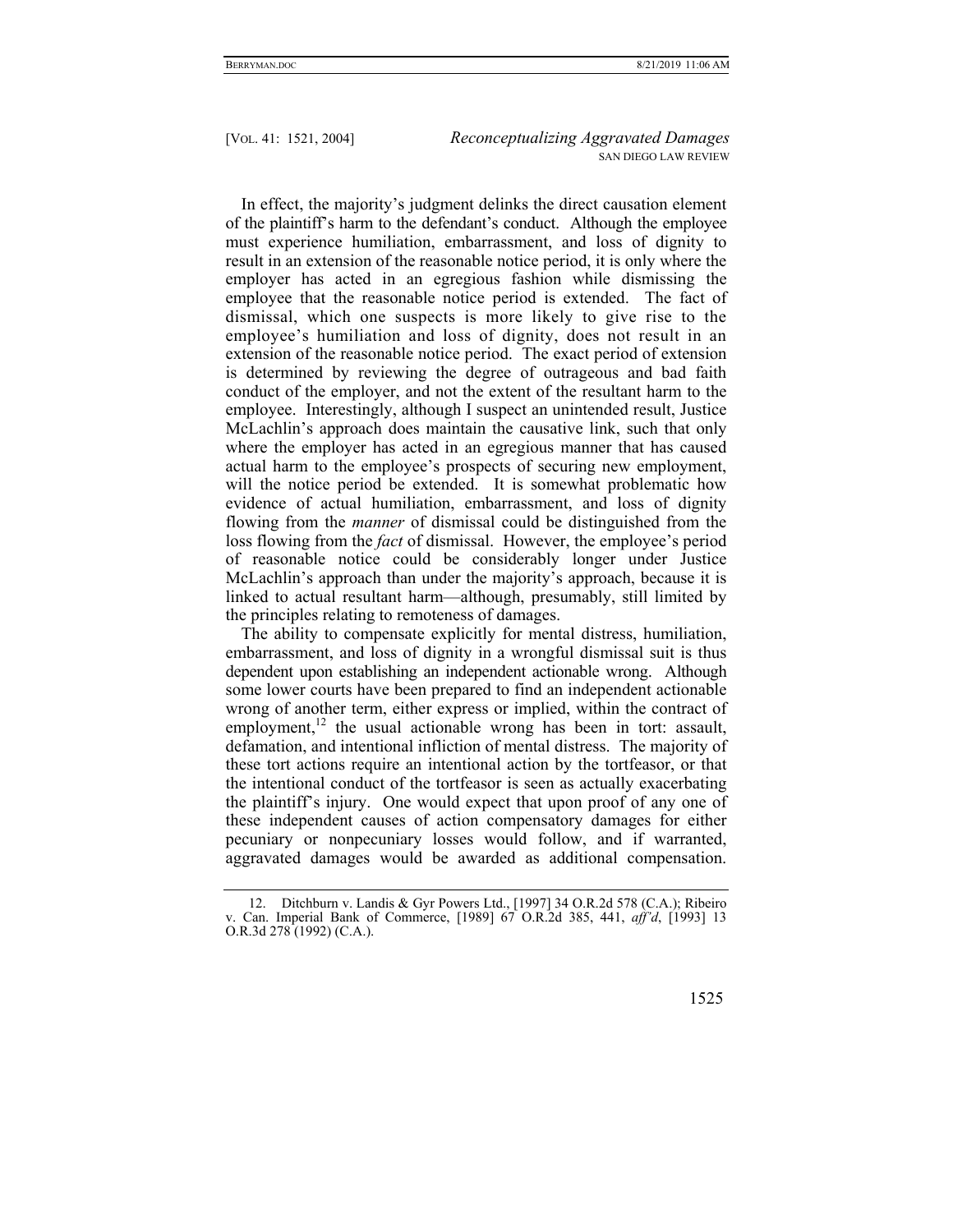In effect, the majority's judgment delinks the direct causation element of the plaintiff's harm to the defendant's conduct. Although the employee must experience humiliation, embarrassment, and loss of dignity to result in an extension of the reasonable notice period, it is only where the employer has acted in an egregious fashion while dismissing the employee that the reasonable notice period is extended. The fact of dismissal, which one suspects is more likely to give rise to the employee's humiliation and loss of dignity, does not result in an extension of the reasonable notice period. The exact period of extension is determined by reviewing the degree of outrageous and bad faith conduct of the employer, and not the extent of the resultant harm to the employee. Interestingly, although I suspect an unintended result, Justice McLachlin's approach does maintain the causative link, such that only where the employer has acted in an egregious manner that has caused actual harm to the employee's prospects of securing new employment, will the notice period be extended. It is somewhat problematic how evidence of actual humiliation, embarrassment, and loss of dignity flowing from the *manner* of dismissal could be distinguished from the loss flowing from the *fact* of dismissal. However, the employee's period of reasonable notice could be considerably longer under Justice McLachlin's approach than under the majority's approach, because it is linked to actual resultant harm—although, presumably, still limited by the principles relating to remoteness of damages.

The ability to compensate explicitly for mental distress, humiliation, embarrassment, and loss of dignity in a wrongful dismissal suit is thus dependent upon establishing an independent actionable wrong. Although some lower courts have been prepared to find an independent actionable wrong of another term, either express or implied, within the contract of employment,[12] the usual actionable wrong has been in tort: assault, defamation, and intentional infliction of mental distress. The majority of these tort actions require an intentional action by the tortfeasor, or that the intentional conduct of the tortfeasor is seen as actually exacerbating the plaintiff's injury. One would expect that upon proof of any one of these independent causes of action compensatory damages for either pecuniary or nonpecuniary losses would follow, and if warranted, aggravated damages would be awarded as additional compensation.

12. Ditchburn v. Landis & Gyr Powers Ltd., [1997] 34 O.R.2d 578 (C.A.); Ribeiro v. Can. Imperial Bank of Commerce, [1989] 67 O.R.2d 385, 441, *aff'd*, [1993] 13 O.R.3d 278 (1992) (C.A.).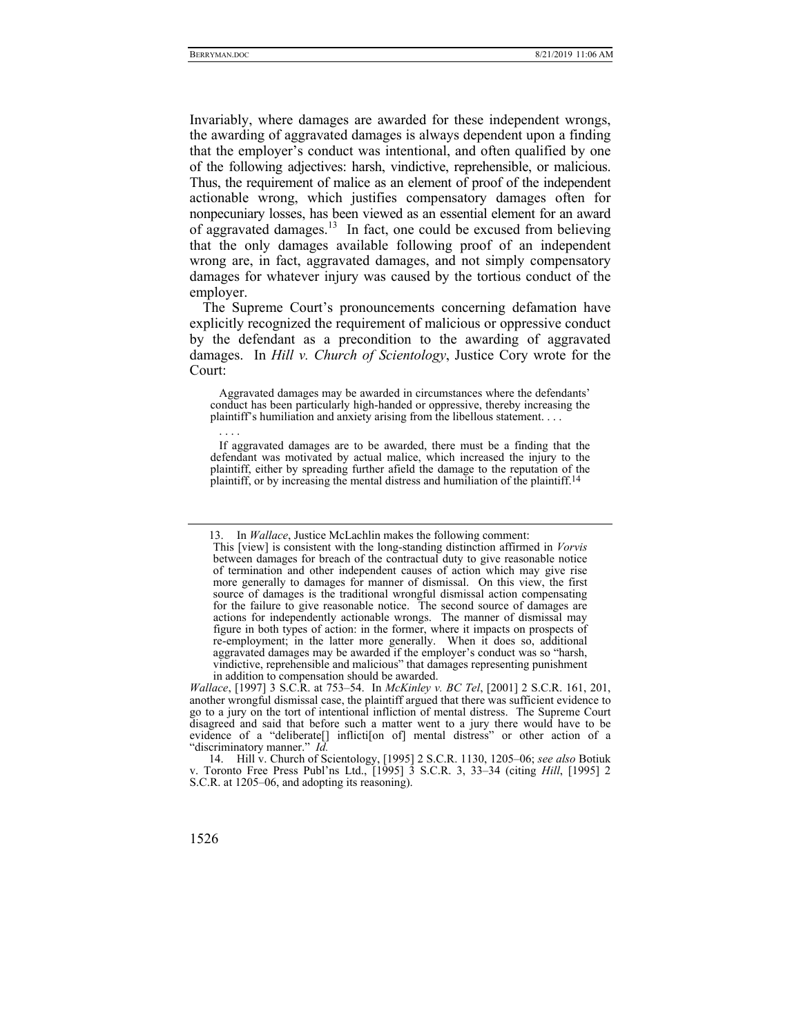Invariably, where damages are awarded for these independent wrongs, the awarding of aggravated damages is always dependent upon a finding that the employer's conduct was intentional, and often qualified by one of the following adjectives: harsh, vindictive, reprehensible, or malicious. Thus, the requirement of malice as an element of proof of the independent actionable wrong, which justifies compensatory damages often for nonpecuniary losses, has been viewed as an essential element for an award of aggravated damages.[13] In fact, one could be excused from believing that the only damages available following proof of an independent wrong are, in fact, aggravated damages, and not simply compensatory damages for whatever injury was caused by the tortious conduct of the employer.

The Supreme Court's pronouncements concerning defamation have explicitly recognized the requirement of malicious or oppressive conduct by the defendant as a precondition to the awarding of aggravated damages. In *Hill v. Church of Scientology*, Justice Cory wrote for the Court:

> Aggravated damages may be awarded in circumstances where the defendants' conduct has been particularly high-handed or oppressive, thereby increasing the plaintiff's humiliation and anxiety arising from the libellous statement. . . .
>
> . . . .
>
> If aggravated damages are to be awarded, there must be a finding that the defendant was motivated by actual malice, which increased the injury to the plaintiff, either by spreading further afield the damage to the reputation of the plaintiff, or by increasing the mental distress and humiliation of the plaintiff.[14]

---

13. In *Wallace*, Justice McLachlin makes the following comment:

> This [view] is consistent with the long-standing distinction affirmed in *Vorvis* between damages for breach of the contractual duty to give reasonable notice of termination and other independent causes of action which may give rise more generally to damages for manner of dismissal. On this view, the first source of damages is the traditional wrongful dismissal action compensating for the failure to give reasonable notice. The second source of damages are actions for independently actionable wrongs. The manner of dismissal may figure in both types of action: in the former, where it impacts on prospects of re-employment; in the latter more generally. When it does so, additional aggravated damages may be awarded if the employer's conduct was so "harsh, vindictive, reprehensible and malicious" that damages representing punishment in addition to compensation should be awarded.

*Wallace*, [1997] 3 S.C.R. at 753–54. In *McKinley v. BC Tel*, [2001] 2 S.C.R. 161, 201, another wrongful dismissal case, the plaintiff argued that there was sufficient evidence to go to a jury on the tort of intentional infliction of mental distress. The Supreme Court disagreed and said that before such a matter went to a jury there would have to be evidence of a "deliberate[] inflicti[on of] mental distress" or other action of a "discriminatory manner." *Id.*

14. Hill v. Church of Scientology, [1995] 2 S.C.R. 1130, 1205–06; *see also* Botiuk v. Toronto Free Press Publ'ns Ltd., [1995] 3 S.C.R. 3, 33–34 (citing *Hill*, [1995] 2 S.C.R. at 1205–06, and adopting its reasoning).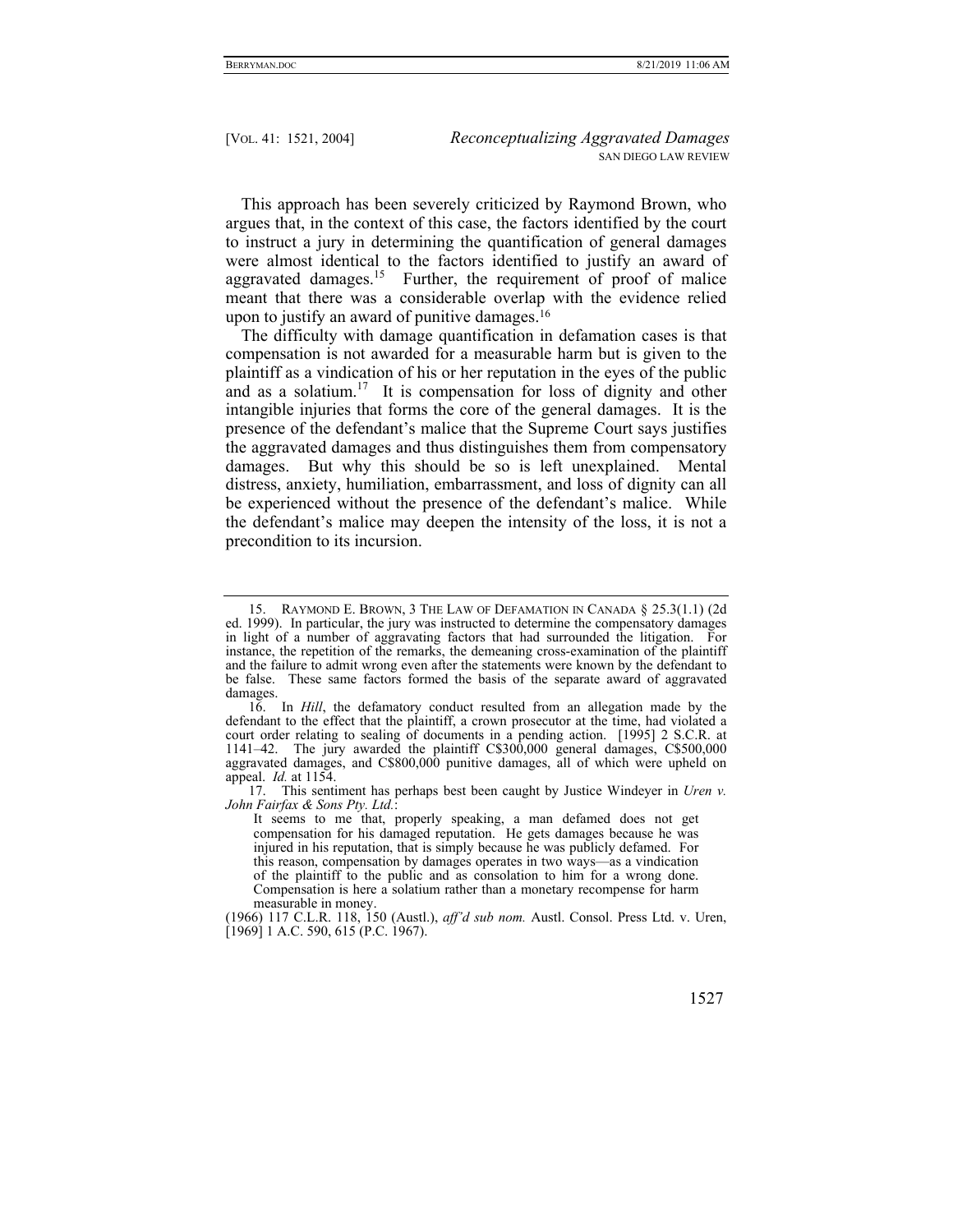This approach has been severely criticized by Raymond Brown, who argues that, in the context of this case, the factors identified by the court to instruct a jury in determining the quantification of general damages were almost identical to the factors identified to justify an award of aggravated damages.[15] Further, the requirement of proof of malice meant that there was a considerable overlap with the evidence relied upon to justify an award of punitive damages.[16]

The difficulty with damage quantification in defamation cases is that compensation is not awarded for a measurable harm but is given to the plaintiff as a vindication of his or her reputation in the eyes of the public and as a solatium.[17] It is compensation for loss of dignity and other intangible injuries that forms the core of the general damages. It is the presence of the defendant's malice that the Supreme Court says justifies the aggravated damages and thus distinguishes them from compensatory damages. But why this should be so is left unexplained. Mental distress, anxiety, humiliation, embarrassment, and loss of dignity can all be experienced without the presence of the defendant's malice. While the defendant's malice may deepen the intensity of the loss, it is not a precondition to its incursion.

---

15. RAYMOND E. BROWN, 3 THE LAW OF DEFAMATION IN CANADA § 25.3(1.1) (2d ed. 1999). In particular, the jury was instructed to determine the compensatory damages in light of a number of aggravating factors that had surrounded the litigation. For instance, the repetition of the remarks, the demeaning cross-examination of the plaintiff and the failure to admit wrong even after the statements were known by the defendant to be false. These same factors formed the basis of the separate award of aggravated damages.

16. In *Hill*, the defamatory conduct resulted from an allegation made by the defendant to the effect that the plaintiff, a crown prosecutor at the time, had violated a court order relating to sealing of documents in a pending action. [1995] 2 S.C.R. at 1141–42. The jury awarded the plaintiff C$300,000 general damages, C$500,000 aggravated damages, and C$800,000 punitive damages, all of which were upheld on appeal. *Id.* at 1154.

17. This sentiment has perhaps best been caught by Justice Windeyer in *Uren v. John Fairfax & Sons Pty. Ltd.*:

> It seems to me that, properly speaking, a man defamed does not get compensation for his damaged reputation. He gets damages because he was injured in his reputation, that is simply because he was publicly defamed. For this reason, compensation by damages operates in two ways—as a vindication of the plaintiff to the public and as consolation to him for a wrong done. Compensation is here a solatium rather than a monetary recompense for harm measurable in money.

(1966) 117 C.L.R. 118, 150 (Austl.), *aff'd sub nom.* Austl. Consol. Press Ltd. v. Uren, [1969] 1 A.C. 590, 615 (P.C. 1967).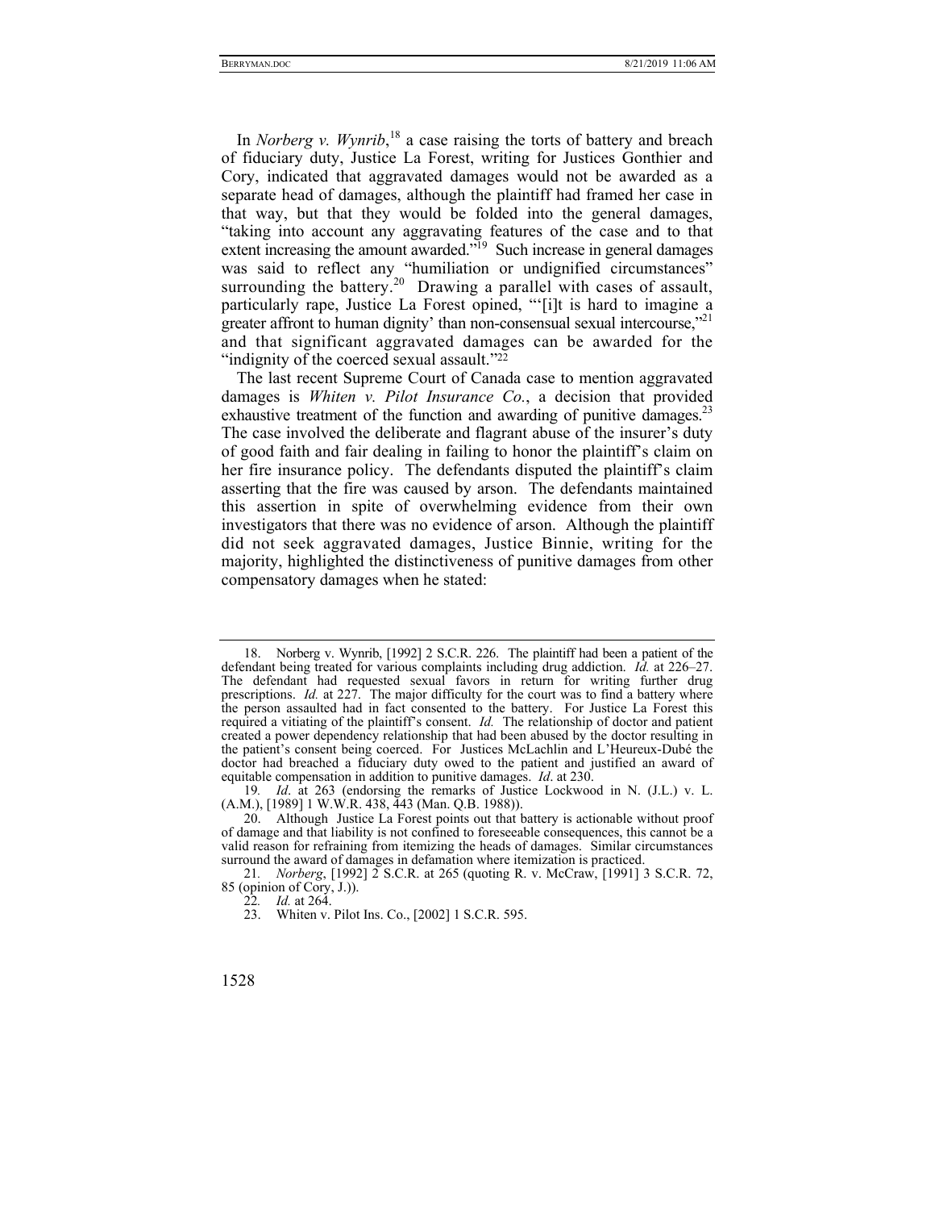In *Norberg v. Wynrib*,[18] a case raising the torts of battery and breach of fiduciary duty, Justice La Forest, writing for Justices Gonthier and Cory, indicated that aggravated damages would not be awarded as a separate head of damages, although the plaintiff had framed her case in that way, but that they would be folded into the general damages, "taking into account any aggravating features of the case and to that extent increasing the amount awarded."[19] Such increase in general damages was said to reflect any "humiliation or undignified circumstances" surrounding the battery.[20] Drawing a parallel with cases of assault, particularly rape, Justice La Forest opined, "'[i]t is hard to imagine a greater affront to human dignity' than non-consensual sexual intercourse,"[21] and that significant aggravated damages can be awarded for the "indignity of the coerced sexual assault."[22]

The last recent Supreme Court of Canada case to mention aggravated damages is *Whiten v. Pilot Insurance Co.*, a decision that provided exhaustive treatment of the function and awarding of punitive damages.[23] The case involved the deliberate and flagrant abuse of the insurer's duty of good faith and fair dealing in failing to honor the plaintiff's claim on her fire insurance policy. The defendants disputed the plaintiff's claim asserting that the fire was caused by arson. The defendants maintained this assertion in spite of overwhelming evidence from their own investigators that there was no evidence of arson. Although the plaintiff did not seek aggravated damages, Justice Binnie, writing for the majority, highlighted the distinctiveness of punitive damages from other compensatory damages when he stated:

---

18. Norberg v. Wynrib, [1992] 2 S.C.R. 226. The plaintiff had been a patient of the defendant being treated for various complaints including drug addiction. *Id.* at 226–27. The defendant had requested sexual favors in return for writing further drug prescriptions. *Id.* at 227. The major difficulty for the court was to find a battery where the person assaulted had in fact consented to the battery. For Justice La Forest this required a vitiating of the plaintiff's consent. *Id.* The relationship of doctor and patient created a power dependency relationship that had been abused by the doctor resulting in the patient's consent being coerced. For Justices McLachlin and L'Heureux-Dubé the doctor had breached a fiduciary duty owed to the patient and justified an award of equitable compensation in addition to punitive damages. *Id*. at 230.

19. *Id*. at 263 (endorsing the remarks of Justice Lockwood in N. (J.L.) v. L. (A.M.), [1989] 1 W.W.R. 438, 443 (Man. Q.B. 1988)).

20. Although Justice La Forest points out that battery is actionable without proof of damage and that liability is not confined to foreseeable consequences, this cannot be a valid reason for refraining from itemizing the heads of damages. Similar circumstances surround the award of damages in defamation where itemization is practiced.

21. *Norberg*, [1992] 2 S.C.R. at 265 (quoting R. v. McCraw, [1991] 3 S.C.R. 72, 85 (opinion of Cory, J.)).

22. *Id.* at 264.

23. Whiten v. Pilot Ins. Co., [2002] 1 S.C.R. 595.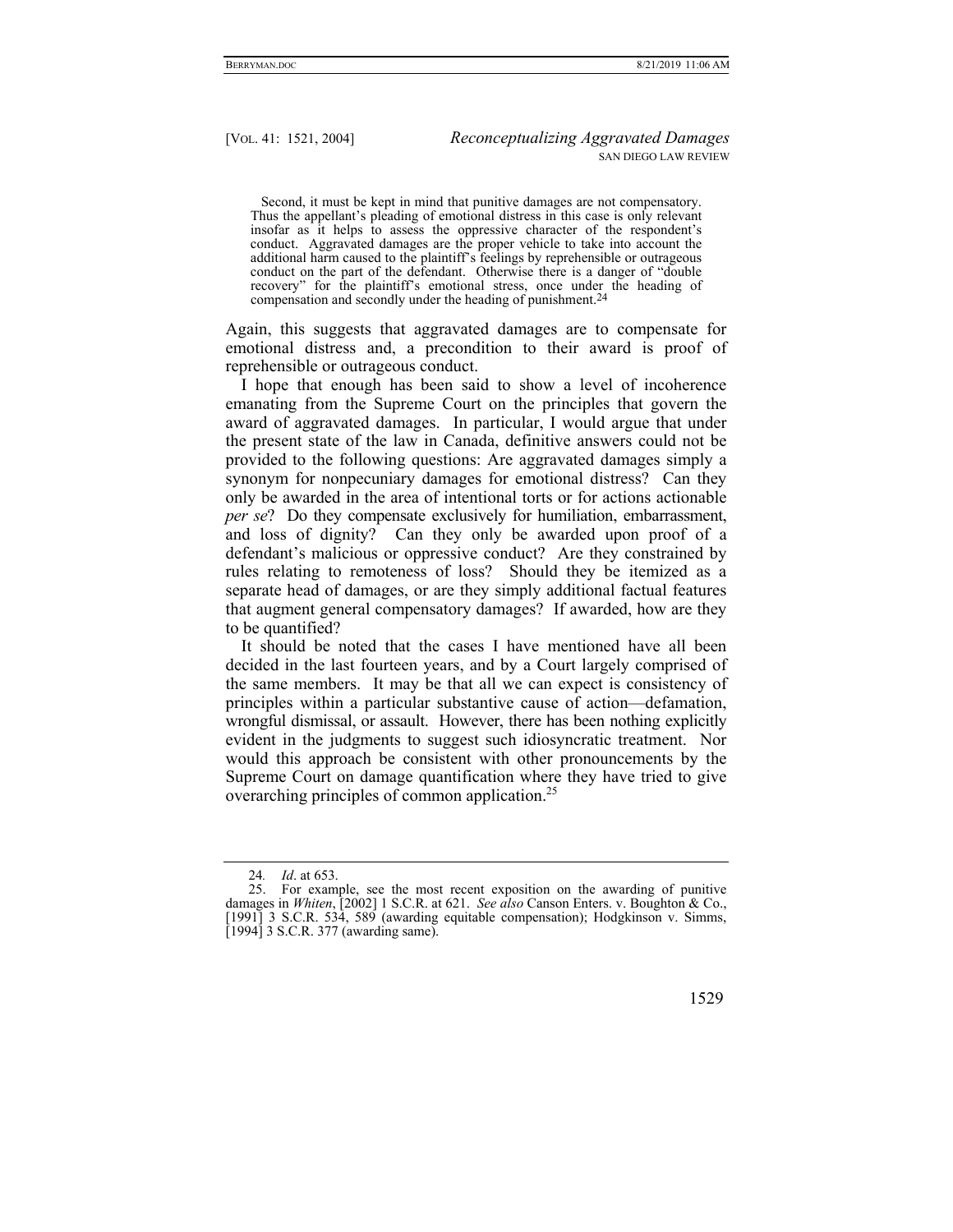> Second, it must be kept in mind that punitive damages are not compensatory. Thus the appellant's pleading of emotional distress in this case is only relevant insofar as it helps to assess the oppressive character of the respondent's conduct. Aggravated damages are the proper vehicle to take into account the additional harm caused to the plaintiff's feelings by reprehensible or outrageous conduct on the part of the defendant. Otherwise there is a danger of "double recovery" for the plaintiff's emotional stress, once under the heading of compensation and secondly under the heading of punishment.[24]

Again, this suggests that aggravated damages are to compensate for emotional distress and, a precondition to their award is proof of reprehensible or outrageous conduct.

I hope that enough has been said to show a level of incoherence emanating from the Supreme Court on the principles that govern the award of aggravated damages. In particular, I would argue that under the present state of the law in Canada, definitive answers could not be provided to the following questions: Are aggravated damages simply a synonym for nonpecuniary damages for emotional distress? Can they only be awarded in the area of intentional torts or for actions actionable *per se*? Do they compensate exclusively for humiliation, embarrassment, and loss of dignity? Can they only be awarded upon proof of a defendant's malicious or oppressive conduct? Are they constrained by rules relating to remoteness of loss? Should they be itemized as a separate head of damages, or are they simply additional factual features that augment general compensatory damages? If awarded, how are they to be quantified?

It should be noted that the cases I have mentioned have all been decided in the last fourteen years, and by a Court largely comprised of the same members. It may be that all we can expect is consistency of principles within a particular substantive cause of action—defamation, wrongful dismissal, or assault. However, there has been nothing explicitly evident in the judgments to suggest such idiosyncratic treatment. Nor would this approach be consistent with other pronouncements by the Supreme Court on damage quantification where they have tried to give overarching principles of common application.[25]

---

24. *Id*. at 653.

25. For example, see the most recent exposition on the awarding of punitive damages in *Whiten*, [2002] 1 S.C.R. at 621. *See also* Canson Enters. v. Boughton & Co., [1991] 3 S.C.R. 534, 589 (awarding equitable compensation); Hodgkinson v. Simms, [1994] 3 S.C.R. 377 (awarding same).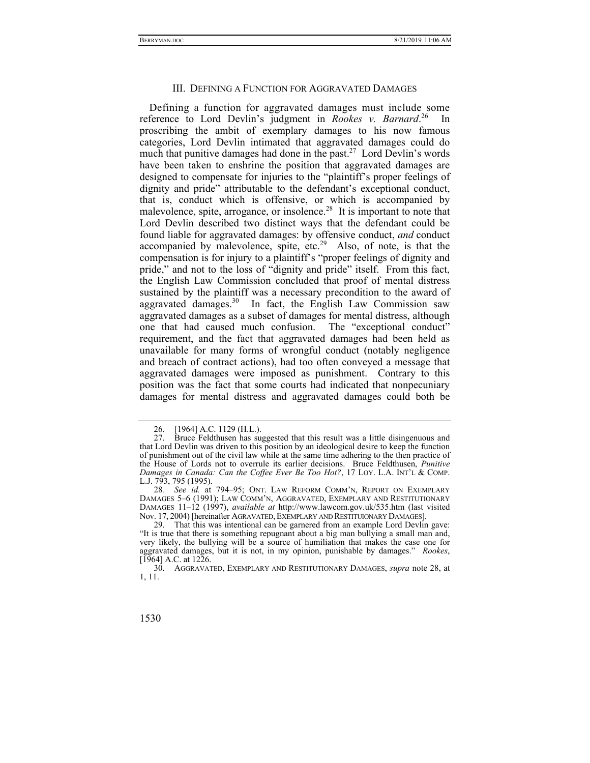## III. Defining a Function for Aggravated Damages

Defining a function for aggravated damages must include some reference to Lord Devlin's judgment in *Rookes v. Barnard*.[26] In proscribing the ambit of exemplary damages to his now famous categories, Lord Devlin intimated that aggravated damages could do much that punitive damages had done in the past.[27] Lord Devlin's words have been taken to enshrine the position that aggravated damages are designed to compensate for injuries to the "plaintiff's proper feelings of dignity and pride" attributable to the defendant's exceptional conduct, that is, conduct which is offensive, or which is accompanied by malevolence, spite, arrogance, or insolence.[28] It is important to note that Lord Devlin described two distinct ways that the defendant could be found liable for aggravated damages: by offensive conduct, *and* conduct accompanied by malevolence, spite, etc.[29] Also, of note, is that the compensation is for injury to a plaintiff's "proper feelings of dignity and pride," and not to the loss of "dignity and pride" itself. From this fact, the English Law Commission concluded that proof of mental distress sustained by the plaintiff was a necessary precondition to the award of aggravated damages.[30] In fact, the English Law Commission saw aggravated damages as a subset of damages for mental distress, although one that had caused much confusion. The "exceptional conduct" requirement, and the fact that aggravated damages had been held as unavailable for many forms of wrongful conduct (notably negligence and breach of contract actions), had too often conveyed a message that aggravated damages were imposed as punishment. Contrary to this position was the fact that some courts had indicated that nonpecuniary damages for mental distress and aggravated damages could both be

---

26. [1964] A.C. 1129 (H.L.).

27. Bruce Feldthusen has suggested that this result was a little disingenuous and that Lord Devlin was driven to this position by an ideological desire to keep the function of punishment out of the civil law while at the same time adhering to the then practice of the House of Lords not to overrule its earlier decisions. Bruce Feldthusen, *Punitive Damages in Canada: Can the Coffee Ever Be Too Hot?*, 17 LOY. L.A. INT'L & COMP. L.J. 793, 795 (1995).

28. *See id.* at 794–95; ONT. LAW REFORM COMM'N, REPORT ON EXEMPLARY DAMAGES 5–6 (1991); LAW COMM'N, AGGRAVATED, EXEMPLARY AND RESTITUTIONARY DAMAGES 11–12 (1997), *available at* http://www.lawcom.gov.uk/535.htm (last visited Nov. 17, 2004) [hereinafter AGRAVATED, EXEMPLARY AND RESTITUIONARY DAMAGES].

29. That this was intentional can be garnered from an example Lord Devlin gave: "It is true that there is something repugnant about a big man bullying a small man and, very likely, the bullying will be a source of humiliation that makes the case one for aggravated damages, but it is not, in my opinion, punishable by damages." *Rookes*, [1964] A.C. at 1226.

30. AGGRAVATED, EXEMPLARY AND RESTITUTIONARY DAMAGES, *supra* note 28, at 1, 11.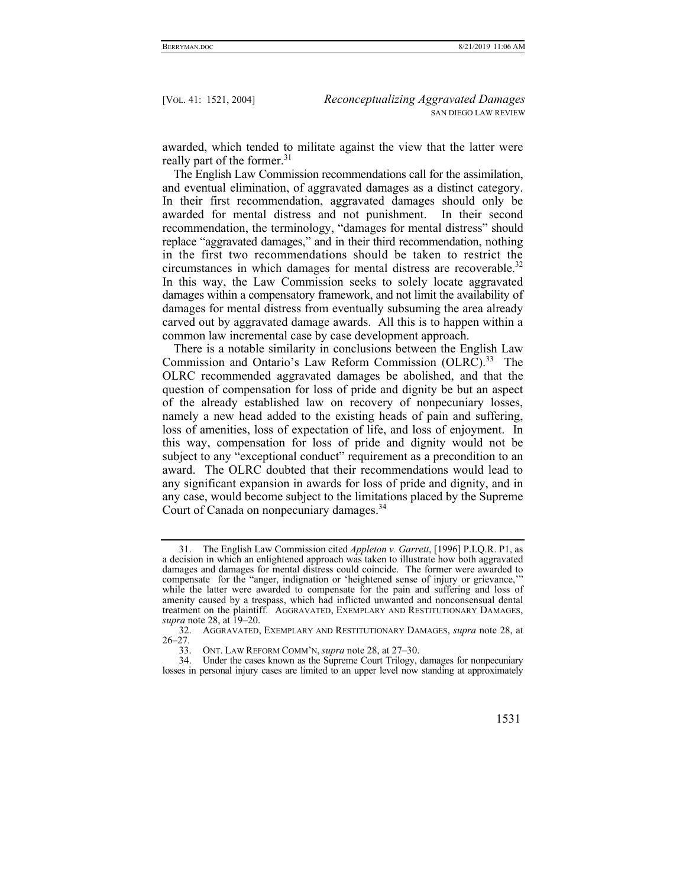awarded, which tended to militate against the view that the latter were really part of the former.[31]

The English Law Commission recommendations call for the assimilation, and eventual elimination, of aggravated damages as a distinct category. In their first recommendation, aggravated damages should only be awarded for mental distress and not punishment. In their second recommendation, the terminology, "damages for mental distress" should replace "aggravated damages," and in their third recommendation, nothing in the first two recommendations should be taken to restrict the circumstances in which damages for mental distress are recoverable.[32] In this way, the Law Commission seeks to solely locate aggravated damages within a compensatory framework, and not limit the availability of damages for mental distress from eventually subsuming the area already carved out by aggravated damage awards. All this is to happen within a common law incremental case by case development approach.

There is a notable similarity in conclusions between the English Law Commission and Ontario's Law Reform Commission (OLRC).[33] The OLRC recommended aggravated damages be abolished, and that the question of compensation for loss of pride and dignity be but an aspect of the already established law on recovery of nonpecuniary losses, namely a new head added to the existing heads of pain and suffering, loss of amenities, loss of expectation of life, and loss of enjoyment. In this way, compensation for loss of pride and dignity would not be subject to any "exceptional conduct" requirement as a precondition to an award. The OLRC doubted that their recommendations would lead to any significant expansion in awards for loss of pride and dignity, and in any case, would become subject to the limitations placed by the Supreme Court of Canada on nonpecuniary damages.[34]

---

31. The English Law Commission cited *Appleton v. Garrett*, [1996] P.I.Q.R. P1, as a decision in which an enlightened approach was taken to illustrate how both aggravated damages and damages for mental distress could coincide. The former were awarded to compensate for the "anger, indignation or 'heightened sense of injury or grievance,'" while the latter were awarded to compensate for the pain and suffering and loss of amenity caused by a trespass, which had inflicted unwanted and nonconsensual dental treatment on the plaintiff. AGGRAVATED, EXEMPLARY AND RESTITUTIONARY DAMAGES, *supra* note 28, at 19–20.

32. AGGRAVATED, EXEMPLARY AND RESTITUTIONARY DAMAGES, *supra* note 28, at 26–27.

33. ONT. LAW REFORM COMM'N, *supra* note 28, at 27–30.

34. Under the cases known as the Supreme Court Trilogy, damages for nonpecuniary losses in personal injury cases are limited to an upper level now standing at approximately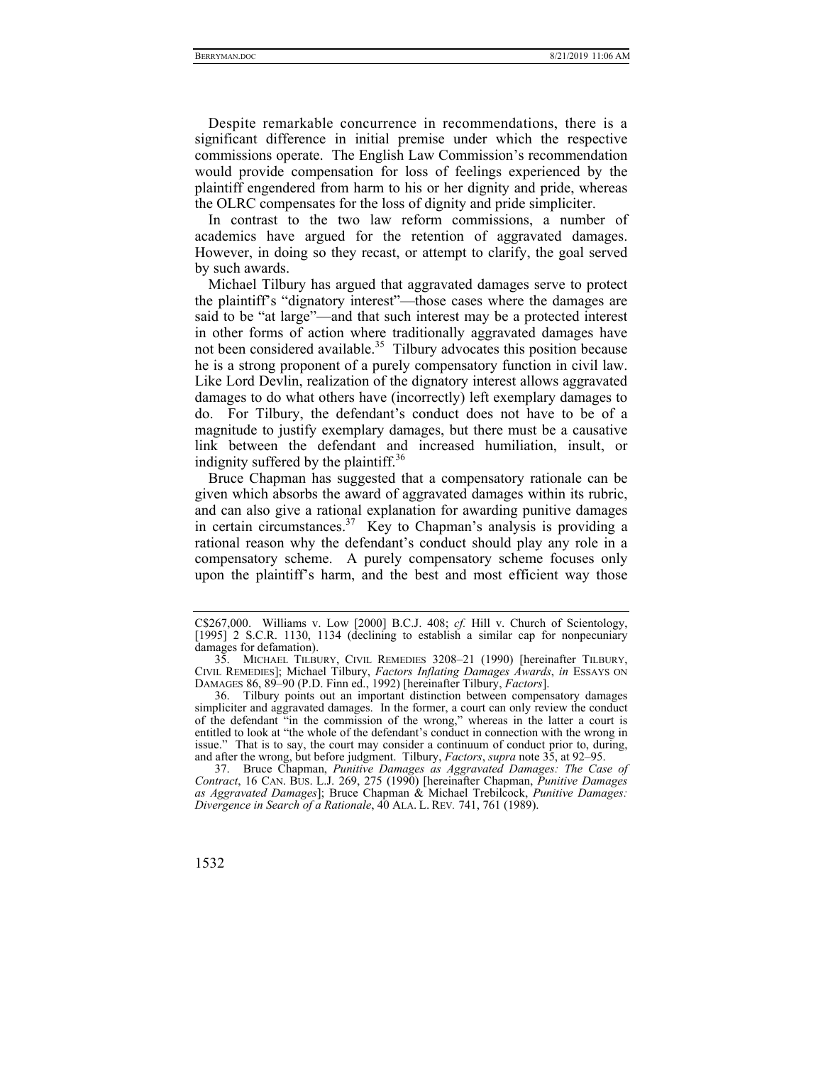Despite remarkable concurrence in recommendations, there is a significant difference in initial premise under which the respective commissions operate. The English Law Commission's recommendation would provide compensation for loss of feelings experienced by the plaintiff engendered from harm to his or her dignity and pride, whereas the OLRC compensates for the loss of dignity and pride simpliciter.

In contrast to the two law reform commissions, a number of academics have argued for the retention of aggravated damages. However, in doing so they recast, or attempt to clarify, the goal served by such awards.

Michael Tilbury has argued that aggravated damages serve to protect the plaintiff's "dignatory interest"—those cases where the damages are said to be "at large"—and that such interest may be a protected interest in other forms of action where traditionally aggravated damages have not been considered available.[35] Tilbury advocates this position because he is a strong proponent of a purely compensatory function in civil law. Like Lord Devlin, realization of the dignatory interest allows aggravated damages to do what others have (incorrectly) left exemplary damages to do. For Tilbury, the defendant's conduct does not have to be of a magnitude to justify exemplary damages, but there must be a causative link between the defendant and increased humiliation, insult, or indignity suffered by the plaintiff.[36]

Bruce Chapman has suggested that a compensatory rationale can be given which absorbs the award of aggravated damages within its rubric, and can also give a rational explanation for awarding punitive damages in certain circumstances.[37] Key to Chapman's analysis is providing a rational reason why the defendant's conduct should play any role in a compensatory scheme. A purely compensatory scheme focuses only upon the plaintiff's harm, and the best and most efficient way those

---

C$267,000. Williams v. Low [2000] B.C.J. 408; *cf.* Hill v. Church of Scientology, [1995] 2 S.C.R. 1130, 1134 (declining to establish a similar cap for nonpecuniary damages for defamation).

35. MICHAEL TILBURY, CIVIL REMEDIES 3208–21 (1990) [hereinafter TILBURY, CIVIL REMEDIES]; Michael Tilbury, *Factors Inflating Damages Awards*, *in* ESSAYS ON DAMAGES 86, 89–90 (P.D. Finn ed., 1992) [hereinafter Tilbury, *Factors*].

36. Tilbury points out an important distinction between compensatory damages simpliciter and aggravated damages. In the former, a court can only review the conduct of the defendant "in the commission of the wrong," whereas in the latter a court is entitled to look at "the whole of the defendant's conduct in connection with the wrong in issue." That is to say, the court may consider a continuum of conduct prior to, during, and after the wrong, but before judgment. Tilbury, *Factors*, *supra* note 35, at 92–95.

37. Bruce Chapman, *Punitive Damages as Aggravated Damages: The Case of Contract*, 16 CAN. BUS. L.J. 269, 275 (1990) [hereinafter Chapman, *Punitive Damages as Aggravated Damages*]; Bruce Chapman & Michael Trebilcock, *Punitive Damages: Divergence in Search of a Rationale*, 40 ALA. L. REV. 741, 761 (1989).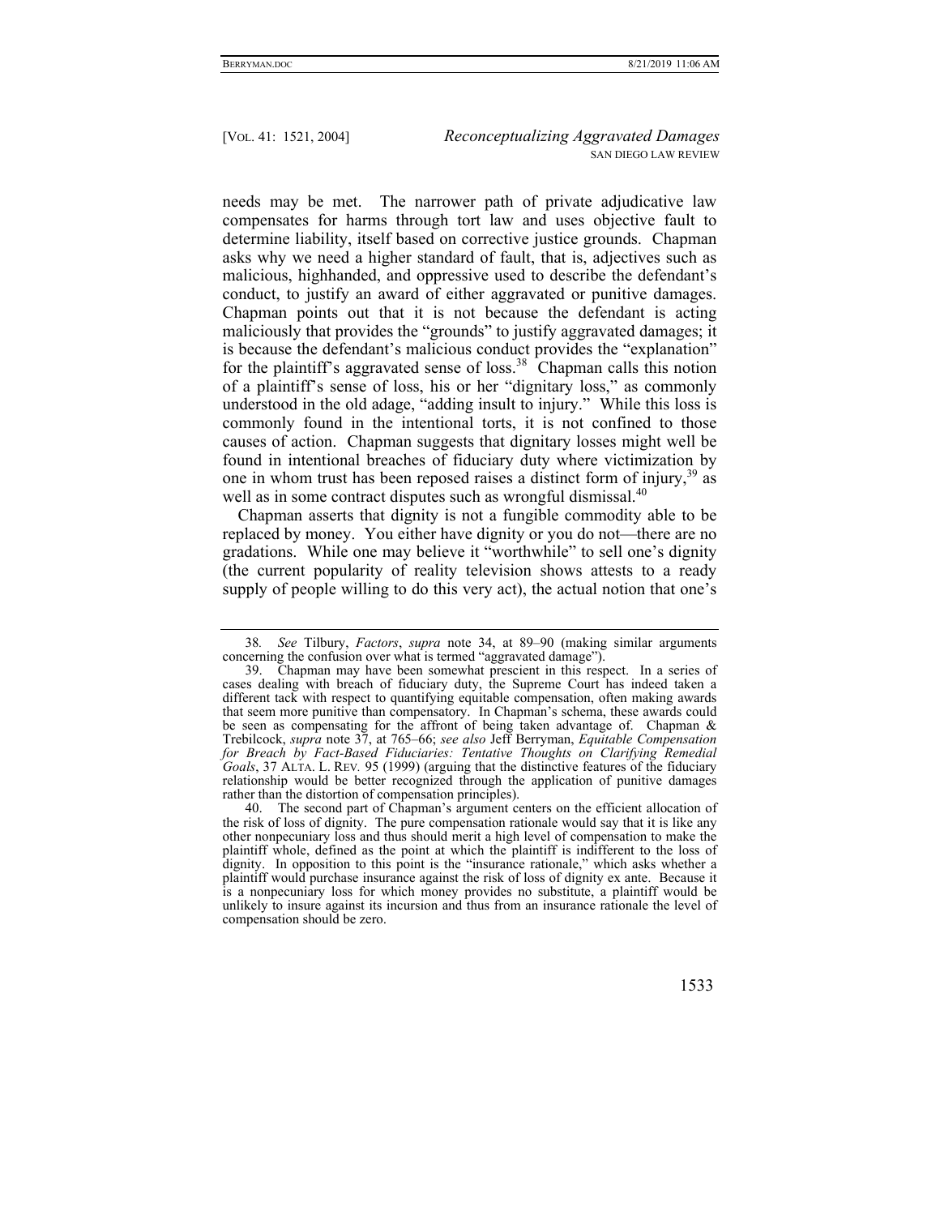needs may be met. The narrower path of private adjudicative law compensates for harms through tort law and uses objective fault to determine liability, itself based on corrective justice grounds. Chapman asks why we need a higher standard of fault, that is, adjectives such as malicious, highhanded, and oppressive used to describe the defendant's conduct, to justify an award of either aggravated or punitive damages. Chapman points out that it is not because the defendant is acting maliciously that provides the "grounds" to justify aggravated damages; it is because the defendant's malicious conduct provides the "explanation" for the plaintiff's aggravated sense of loss.[38] Chapman calls this notion of a plaintiff's sense of loss, his or her "dignitary loss," as commonly understood in the old adage, "adding insult to injury." While this loss is commonly found in the intentional torts, it is not confined to those causes of action. Chapman suggests that dignitary losses might well be found in intentional breaches of fiduciary duty where victimization by one in whom trust has been reposed raises a distinct form of injury,[39] as well as in some contract disputes such as wrongful dismissal.[40]

Chapman asserts that dignity is not a fungible commodity able to be replaced by money. You either have dignity or you do not—there are no gradations. While one may believe it "worthwhile" to sell one's dignity (the current popularity of reality television shows attests to a ready supply of people willing to do this very act), the actual notion that one's

---

38. *See* Tilbury, *Factors*, *supra* note 34, at 89–90 (making similar arguments concerning the confusion over what is termed "aggravated damage").

39. Chapman may have been somewhat prescient in this respect. In a series of cases dealing with breach of fiduciary duty, the Supreme Court has indeed taken a different tack with respect to quantifying equitable compensation, often making awards that seem more punitive than compensatory. In Chapman's schema, these awards could be seen as compensating for the affront of being taken advantage of. Chapman & Trebilcock, *supra* note 37, at 765–66; *see also* Jeff Berryman, *Equitable Compensation for Breach by Fact-Based Fiduciaries: Tentative Thoughts on Clarifying Remedial Goals*, 37 ALTA. L. REV. 95 (1999) (arguing that the distinctive features of the fiduciary relationship would be better recognized through the application of punitive damages rather than the distortion of compensation principles).

40. The second part of Chapman's argument centers on the efficient allocation of the risk of loss of dignity. The pure compensation rationale would say that it is like any other nonpecuniary loss and thus should merit a high level of compensation to make the plaintiff whole, defined as the point at which the plaintiff is indifferent to the loss of dignity. In opposition to this point is the "insurance rationale," which asks whether a plaintiff would purchase insurance against the risk of loss of dignity ex ante. Because it is a nonpecuniary loss for which money provides no substitute, a plaintiff would be unlikely to insure against its incursion and thus from an insurance rationale the level of compensation should be zero.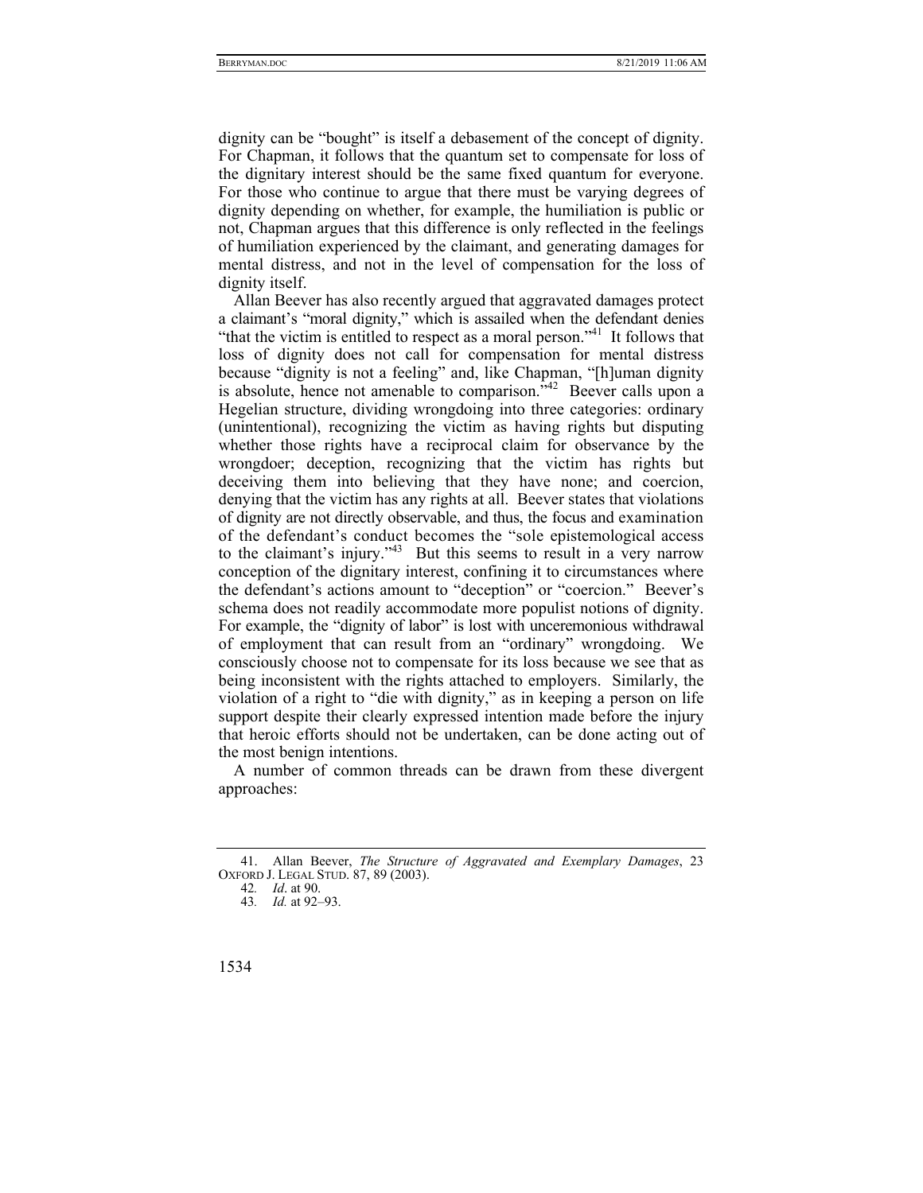dignity can be "bought" is itself a debasement of the concept of dignity. For Chapman, it follows that the quantum set to compensate for loss of the dignitary interest should be the same fixed quantum for everyone. For those who continue to argue that there must be varying degrees of dignity depending on whether, for example, the humiliation is public or not, Chapman argues that this difference is only reflected in the feelings of humiliation experienced by the claimant, and generating damages for mental distress, and not in the level of compensation for the loss of dignity itself.

Allan Beever has also recently argued that aggravated damages protect a claimant's "moral dignity," which is assailed when the defendant denies "that the victim is entitled to respect as a moral person."[41] It follows that loss of dignity does not call for compensation for mental distress because "dignity is not a feeling" and, like Chapman, "[h]uman dignity is absolute, hence not amenable to comparison."[42] Beever calls upon a Hegelian structure, dividing wrongdoing into three categories: ordinary (unintentional), recognizing the victim as having rights but disputing whether those rights have a reciprocal claim for observance by the wrongdoer; deception, recognizing that the victim has rights but deceiving them into believing that they have none; and coercion, denying that the victim has any rights at all. Beever states that violations of dignity are not directly observable, and thus, the focus and examination of the defendant's conduct becomes the "sole epistemological access to the claimant's injury."[43] But this seems to result in a very narrow conception of the dignitary interest, confining it to circumstances where the defendant's actions amount to "deception" or "coercion." Beever's schema does not readily accommodate more populist notions of dignity. For example, the "dignity of labor" is lost with unceremonious withdrawal of employment that can result from an "ordinary" wrongdoing. We consciously choose not to compensate for its loss because we see that as being inconsistent with the rights attached to employers. Similarly, the violation of a right to "die with dignity," as in keeping a person on life support despite their clearly expressed intention made before the injury that heroic efforts should not be undertaken, can be done acting out of the most benign intentions.

A number of common threads can be drawn from these divergent approaches:

---

41. Allan Beever, *The Structure of Aggravated and Exemplary Damages*, 23 OXFORD J. LEGAL STUD. 87, 89 (2003).

42. *Id*. at 90.

43. *Id.* at 92–93.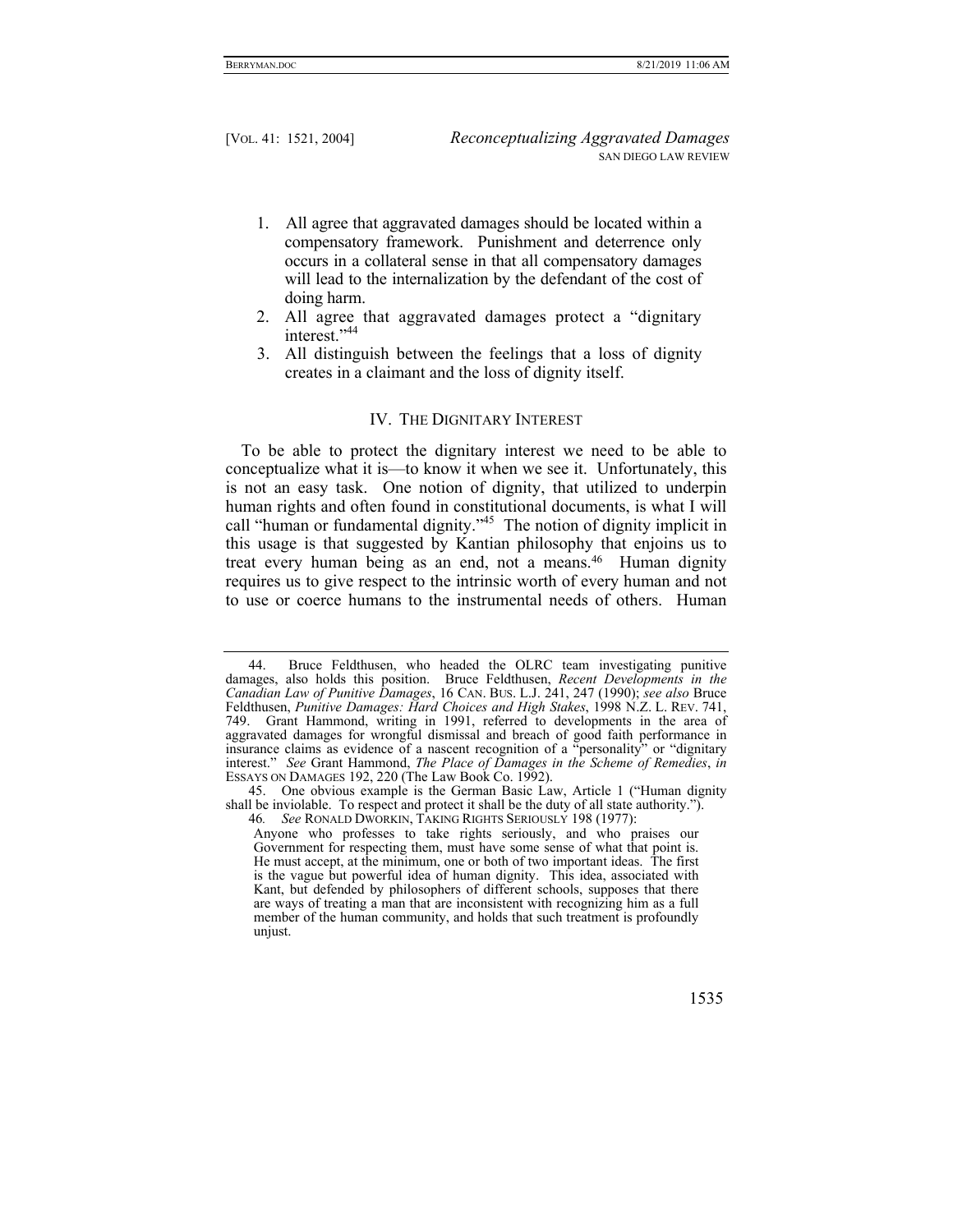1. All agree that aggravated damages should be located within a compensatory framework. Punishment and deterrence only occurs in a collateral sense in that all compensatory damages will lead to the internalization by the defendant of the cost of doing harm.
2. All agree that aggravated damages protect a "dignitary interest."[44]
3. All distinguish between the feelings that a loss of dignity creates in a claimant and the loss of dignity itself.

## IV. The Dignitary Interest

To be able to protect the dignitary interest we need to be able to conceptualize what it is—to know it when we see it. Unfortunately, this is not an easy task. One notion of dignity, that utilized to underpin human rights and often found in constitutional documents, is what I will call "human or fundamental dignity."[45] The notion of dignity implicit in this usage is that suggested by Kantian philosophy that enjoins us to treat every human being as an end, not a means.[46] Human dignity requires us to give respect to the intrinsic worth of every human and not to use or coerce humans to the instrumental needs of others. Human

---

44. Bruce Feldthusen, who headed the OLRC team investigating punitive damages, also holds this position. Bruce Feldthusen, *Recent Developments in the Canadian Law of Punitive Damages*, 16 CAN. BUS. L.J. 241, 247 (1990); *see also* Bruce Feldthusen, *Punitive Damages: Hard Choices and High Stakes*, 1998 N.Z. L. REV. 741, 749. Grant Hammond, writing in 1991, referred to developments in the area of aggravated damages for wrongful dismissal and breach of good faith performance in insurance claims as evidence of a nascent recognition of a "personality" or "dignitary interest." *See* Grant Hammond, *The Place of Damages in the Scheme of Remedies*, *in* ESSAYS ON DAMAGES 192, 220 (The Law Book Co. 1992).

45. One obvious example is the German Basic Law, Article 1 ("Human dignity shall be inviolable. To respect and protect it shall be the duty of all state authority.").

46. *See* RONALD DWORKIN, TAKING RIGHTS SERIOUSLY 198 (1977):

> Anyone who professes to take rights seriously, and who praises our Government for respecting them, must have some sense of what that point is. He must accept, at the minimum, one or both of two important ideas. The first is the vague but powerful idea of human dignity. This idea, associated with Kant, but defended by philosophers of different schools, supposes that there are ways of treating a man that are inconsistent with recognizing him as a full member of the human community, and holds that such treatment is profoundly unjust.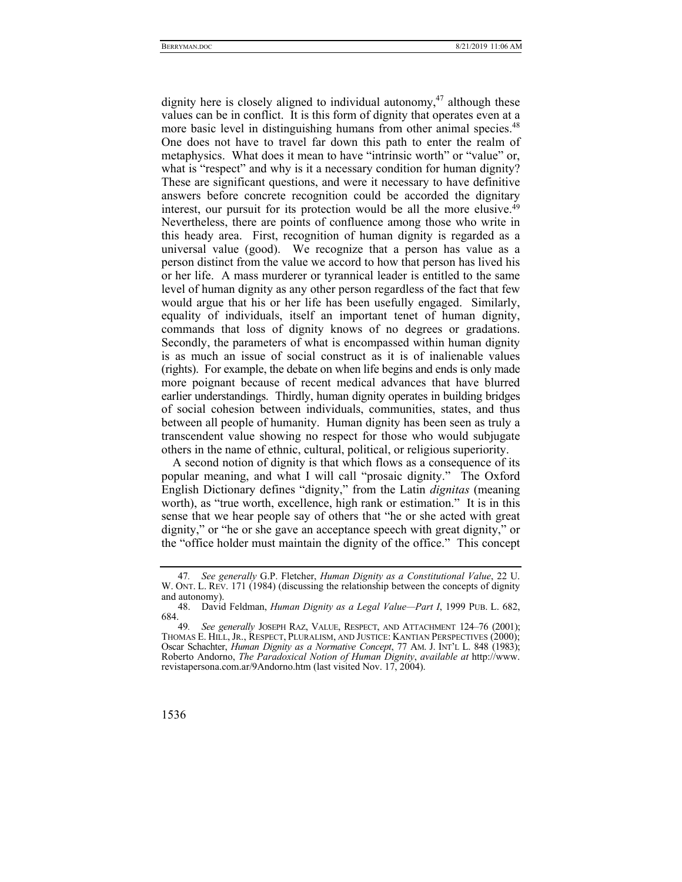dignity here is closely aligned to individual autonomy,[47] although these values can be in conflict. It is this form of dignity that operates even at a more basic level in distinguishing humans from other animal species.[48] One does not have to travel far down this path to enter the realm of metaphysics. What does it mean to have "intrinsic worth" or "value" or, what is "respect" and why is it a necessary condition for human dignity? These are significant questions, and were it necessary to have definitive answers before concrete recognition could be accorded the dignitary interest, our pursuit for its protection would be all the more elusive.[49] Nevertheless, there are points of confluence among those who write in this heady area. First, recognition of human dignity is regarded as a universal value (good). We recognize that a person has value as a person distinct from the value we accord to how that person has lived his or her life. A mass murderer or tyrannical leader is entitled to the same level of human dignity as any other person regardless of the fact that few would argue that his or her life has been usefully engaged. Similarly, equality of individuals, itself an important tenet of human dignity, commands that loss of dignity knows of no degrees or gradations. Secondly, the parameters of what is encompassed within human dignity is as much an issue of social construct as it is of inalienable values (rights). For example, the debate on when life begins and ends is only made more poignant because of recent medical advances that have blurred earlier understandings. Thirdly, human dignity operates in building bridges of social cohesion between individuals, communities, states, and thus between all people of humanity. Human dignity has been seen as truly a transcendent value showing no respect for those who would subjugate others in the name of ethnic, cultural, political, or religious superiority.

A second notion of dignity is that which flows as a consequence of its popular meaning, and what I will call "prosaic dignity." The Oxford English Dictionary defines "dignity," from the Latin *dignitas* (meaning worth), as "true worth, excellence, high rank or estimation." It is in this sense that we hear people say of others that "he or she acted with great dignity," or "he or she gave an acceptance speech with great dignity," or the "office holder must maintain the dignity of the office." This concept

---

47. *See generally* G.P. Fletcher, *Human Dignity as a Constitutional Value*, 22 U. W. ONT. L. REV. 171 (1984) (discussing the relationship between the concepts of dignity and autonomy).

48. David Feldman, *Human Dignity as a Legal Value—Part I*, 1999 PUB. L. 682, 684.

49. *See generally* JOSEPH RAZ, VALUE, RESPECT, AND ATTACHMENT 124–76 (2001); THOMAS E. HILL, JR., RESPECT, PLURALISM, AND JUSTICE: KANTIAN PERSPECTIVES (2000); Oscar Schachter, *Human Dignity as a Normative Concept*, 77 AM. J. INT'L L. 848 (1983); Roberto Andorno, *The Paradoxical Notion of Human Dignity*, *available at* http://www.revistapersona.com.ar/9Andorno.htm (last visited Nov. 17, 2004).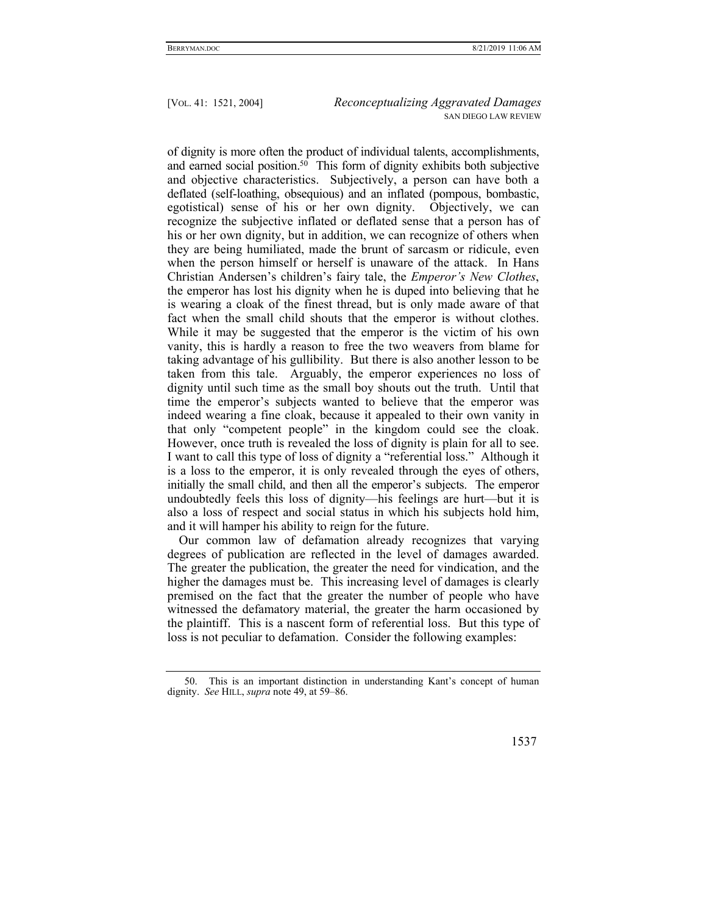of dignity is more often the product of individual talents, accomplishments, and earned social position.[50] This form of dignity exhibits both subjective and objective characteristics. Subjectively, a person can have both a deflated (self-loathing, obsequious) and an inflated (pompous, bombastic, egotistical) sense of his or her own dignity. Objectively, we can recognize the subjective inflated or deflated sense that a person has of his or her own dignity, but in addition, we can recognize of others when they are being humiliated, made the brunt of sarcasm or ridicule, even when the person himself or herself is unaware of the attack. In Hans Christian Andersen's children's fairy tale, the *Emperor's New Clothes*, the emperor has lost his dignity when he is duped into believing that he is wearing a cloak of the finest thread, but is only made aware of that fact when the small child shouts that the emperor is without clothes. While it may be suggested that the emperor is the victim of his own vanity, this is hardly a reason to free the two weavers from blame for taking advantage of his gullibility. But there is also another lesson to be taken from this tale. Arguably, the emperor experiences no loss of dignity until such time as the small boy shouts out the truth. Until that time the emperor's subjects wanted to believe that the emperor was indeed wearing a fine cloak, because it appealed to their own vanity in that only "competent people" in the kingdom could see the cloak. However, once truth is revealed the loss of dignity is plain for all to see. I want to call this type of loss of dignity a "referential loss." Although it is a loss to the emperor, it is only revealed through the eyes of others, initially the small child, and then all the emperor's subjects. The emperor undoubtedly feels this loss of dignity—his feelings are hurt—but it is also a loss of respect and social status in which his subjects hold him, and it will hamper his ability to reign for the future.

Our common law of defamation already recognizes that varying degrees of publication are reflected in the level of damages awarded. The greater the publication, the greater the need for vindication, and the higher the damages must be. This increasing level of damages is clearly premised on the fact that the greater the number of people who have witnessed the defamatory material, the greater the harm occasioned by the plaintiff. This is a nascent form of referential loss. But this type of loss is not peculiar to defamation. Consider the following examples:

---

50. This is an important distinction in understanding Kant's concept of human dignity. *See* HILL, *supra* note 49, at 59–86.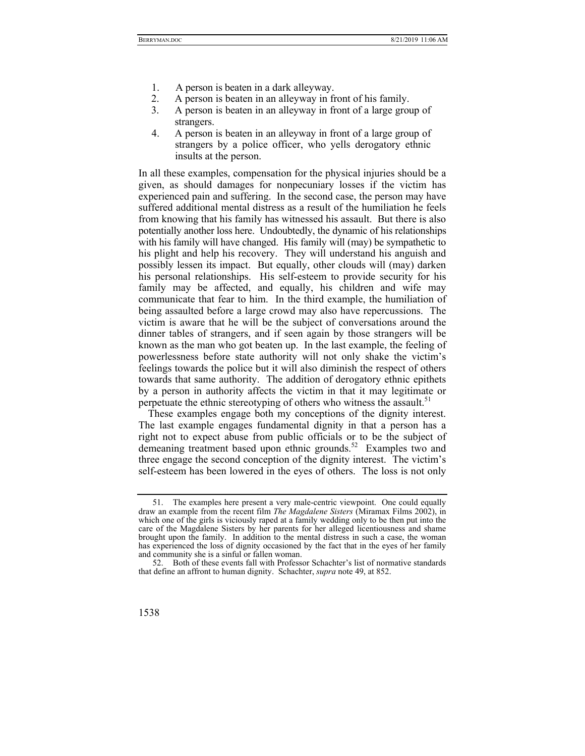1. A person is beaten in a dark alleyway.
2. A person is beaten in an alleyway in front of his family.
3. A person is beaten in an alleyway in front of a large group of strangers.
4. A person is beaten in an alleyway in front of a large group of strangers by a police officer, who yells derogatory ethnic insults at the person.

In all these examples, compensation for the physical injuries should be a given, as should damages for nonpecuniary losses if the victim has experienced pain and suffering. In the second case, the person may have suffered additional mental distress as a result of the humiliation he feels from knowing that his family has witnessed his assault. But there is also potentially another loss here. Undoubtedly, the dynamic of his relationships with his family will have changed. His family will (may) be sympathetic to his plight and help his recovery. They will understand his anguish and possibly lessen its impact. But equally, other clouds will (may) darken his personal relationships. His self-esteem to provide security for his family may be affected, and equally, his children and wife may communicate that fear to him. In the third example, the humiliation of being assaulted before a large crowd may also have repercussions. The victim is aware that he will be the subject of conversations around the dinner tables of strangers, and if seen again by those strangers will be known as the man who got beaten up. In the last example, the feeling of powerlessness before state authority will not only shake the victim's feelings towards the police but it will also diminish the respect of others towards that same authority. The addition of derogatory ethnic epithets by a person in authority affects the victim in that it may legitimate or perpetuate the ethnic stereotyping of others who witness the assault.[51]

These examples engage both my conceptions of the dignity interest. The last example engages fundamental dignity in that a person has a right not to expect abuse from public officials or to be the subject of demeaning treatment based upon ethnic grounds.[52] Examples two and three engage the second conception of the dignity interest. The victim's self-esteem has been lowered in the eyes of others. The loss is not only

---

51. The examples here present a very male-centric viewpoint. One could equally draw an example from the recent film *The Magdalene Sisters* (Miramax Films 2002), in which one of the girls is viciously raped at a family wedding only to be then put into the care of the Magdalene Sisters by her parents for her alleged licentiousness and shame brought upon the family. In addition to the mental distress in such a case, the woman has experienced the loss of dignity occasioned by the fact that in the eyes of her family and community she is a sinful or fallen woman.

52. Both of these events fall with Professor Schachter's list of normative standards that define an affront to human dignity. Schachter, *supra* note 49, at 852.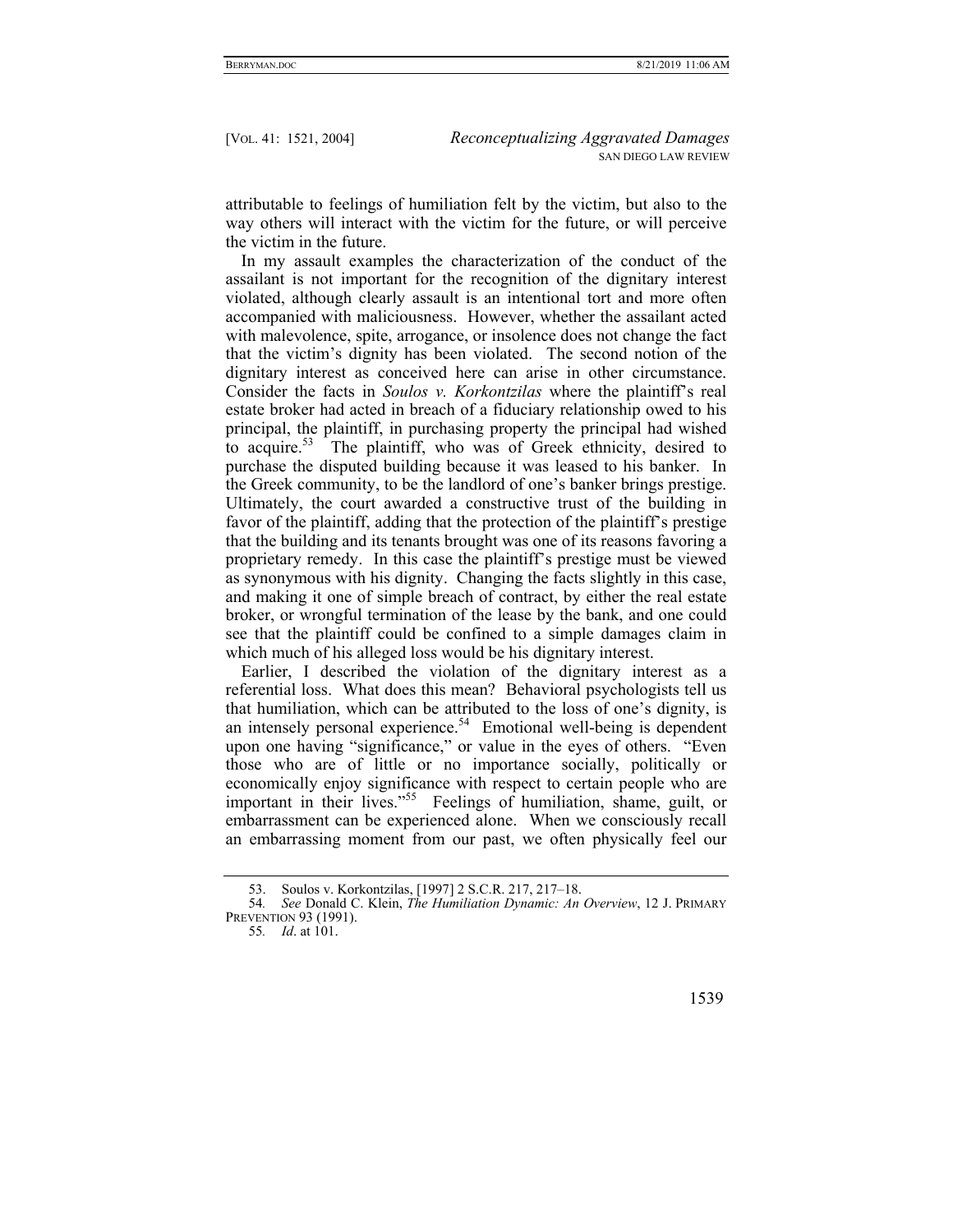attributable to feelings of humiliation felt by the victim, but also to the way others will interact with the victim for the future, or will perceive the victim in the future.

In my assault examples the characterization of the conduct of the assailant is not important for the recognition of the dignitary interest violated, although clearly assault is an intentional tort and more often accompanied with maliciousness. However, whether the assailant acted with malevolence, spite, arrogance, or insolence does not change the fact that the victim's dignity has been violated. The second notion of the dignitary interest as conceived here can arise in other circumstance. Consider the facts in *Soulos v. Korkontzilas* where the plaintiff's real estate broker had acted in breach of a fiduciary relationship owed to his principal, the plaintiff, in purchasing property the principal had wished to acquire.[53] The plaintiff, who was of Greek ethnicity, desired to purchase the disputed building because it was leased to his banker. In the Greek community, to be the landlord of one's banker brings prestige. Ultimately, the court awarded a constructive trust of the building in favor of the plaintiff, adding that the protection of the plaintiff's prestige that the building and its tenants brought was one of its reasons favoring a proprietary remedy. In this case the plaintiff's prestige must be viewed as synonymous with his dignity. Changing the facts slightly in this case, and making it one of simple breach of contract, by either the real estate broker, or wrongful termination of the lease by the bank, and one could see that the plaintiff could be confined to a simple damages claim in which much of his alleged loss would be his dignitary interest.

Earlier, I described the violation of the dignitary interest as a referential loss. What does this mean? Behavioral psychologists tell us that humiliation, which can be attributed to the loss of one's dignity, is an intensely personal experience.[54] Emotional well-being is dependent upon one having "significance," or value in the eyes of others. "Even those who are of little or no importance socially, politically or economically enjoy significance with respect to certain people who are important in their lives."[55] Feelings of humiliation, shame, guilt, or embarrassment can be experienced alone. When we consciously recall an embarrassing moment from our past, we often physically feel our

---

53. Soulos v. Korkontzilas, [1997] 2 S.C.R. 217, 217–18.

54. *See* Donald C. Klein, *The Humiliation Dynamic: An Overview*, 12 J. PRIMARY PREVENTION 93 (1991).

55. *Id*. at 101.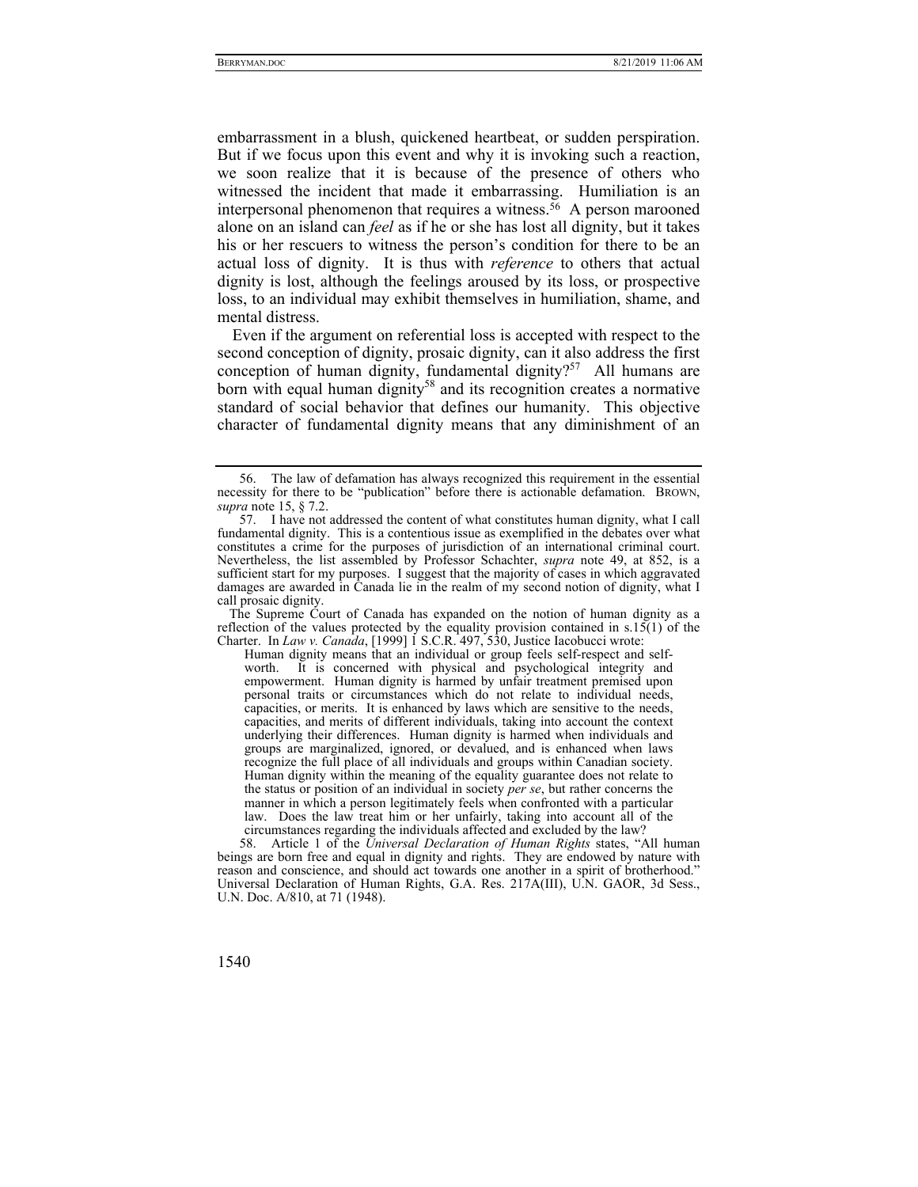embarrassment in a blush, quickened heartbeat, or sudden perspiration. But if we focus upon this event and why it is invoking such a reaction, we soon realize that it is because of the presence of others who witnessed the incident that made it embarrassing. Humiliation is an interpersonal phenomenon that requires a witness.[56] A person marooned alone on an island can *feel* as if he or she has lost all dignity, but it takes his or her rescuers to witness the person's condition for there to be an actual loss of dignity. It is thus with *reference* to others that actual dignity is lost, although the feelings aroused by its loss, or prospective loss, to an individual may exhibit themselves in humiliation, shame, and mental distress.

Even if the argument on referential loss is accepted with respect to the second conception of dignity, prosaic dignity, can it also address the first conception of human dignity, fundamental dignity?[57] All humans are born with equal human dignity[58] and its recognition creates a normative standard of social behavior that defines our humanity. This objective character of fundamental dignity means that any diminishment of an

---

56. The law of defamation has always recognized this requirement in the essential necessity for there to be "publication" before there is actionable defamation. BROWN, *supra* note 15, § 7.2.

57. I have not addressed the content of what constitutes human dignity, what I call fundamental dignity. This is a contentious issue as exemplified in the debates over what constitutes a crime for the purposes of jurisdiction of an international criminal court. Nevertheless, the list assembled by Professor Schachter, *supra* note 49, at 852, is a sufficient start for my purposes. I suggest that the majority of cases in which aggravated damages are awarded in Canada lie in the realm of my second notion of dignity, what I call prosaic dignity.

The Supreme Court of Canada has expanded on the notion of human dignity as a reflection of the values protected by the equality provision contained in s.15(1) of the Charter. In *Law v. Canada*, [1999] 1 S.C.R. 497, 530, Justice Iacobucci wrote:

> Human dignity means that an individual or group feels self-respect and self-worth. It is concerned with physical and psychological integrity and empowerment. Human dignity is harmed by unfair treatment premised upon personal traits or circumstances which do not relate to individual needs, capacities, or merits. It is enhanced by laws which are sensitive to the needs, capacities, and merits of different individuals, taking into account the context underlying their differences. Human dignity is harmed when individuals and groups are marginalized, ignored, or devalued, and is enhanced when laws recognize the full place of all individuals and groups within Canadian society. Human dignity within the meaning of the equality guarantee does not relate to the status or position of an individual in society *per se*, but rather concerns the manner in which a person legitimately feels when confronted with a particular law. Does the law treat him or her unfairly, taking into account all of the circumstances regarding the individuals affected and excluded by the law?

58. Article 1 of the *Universal Declaration of Human Rights* states, "All human beings are born free and equal in dignity and rights. They are endowed by nature with reason and conscience, and should act towards one another in a spirit of brotherhood." Universal Declaration of Human Rights, G.A. Res. 217A(III), U.N. GAOR, 3d Sess., U.N. Doc. A/810, at 71 (1948).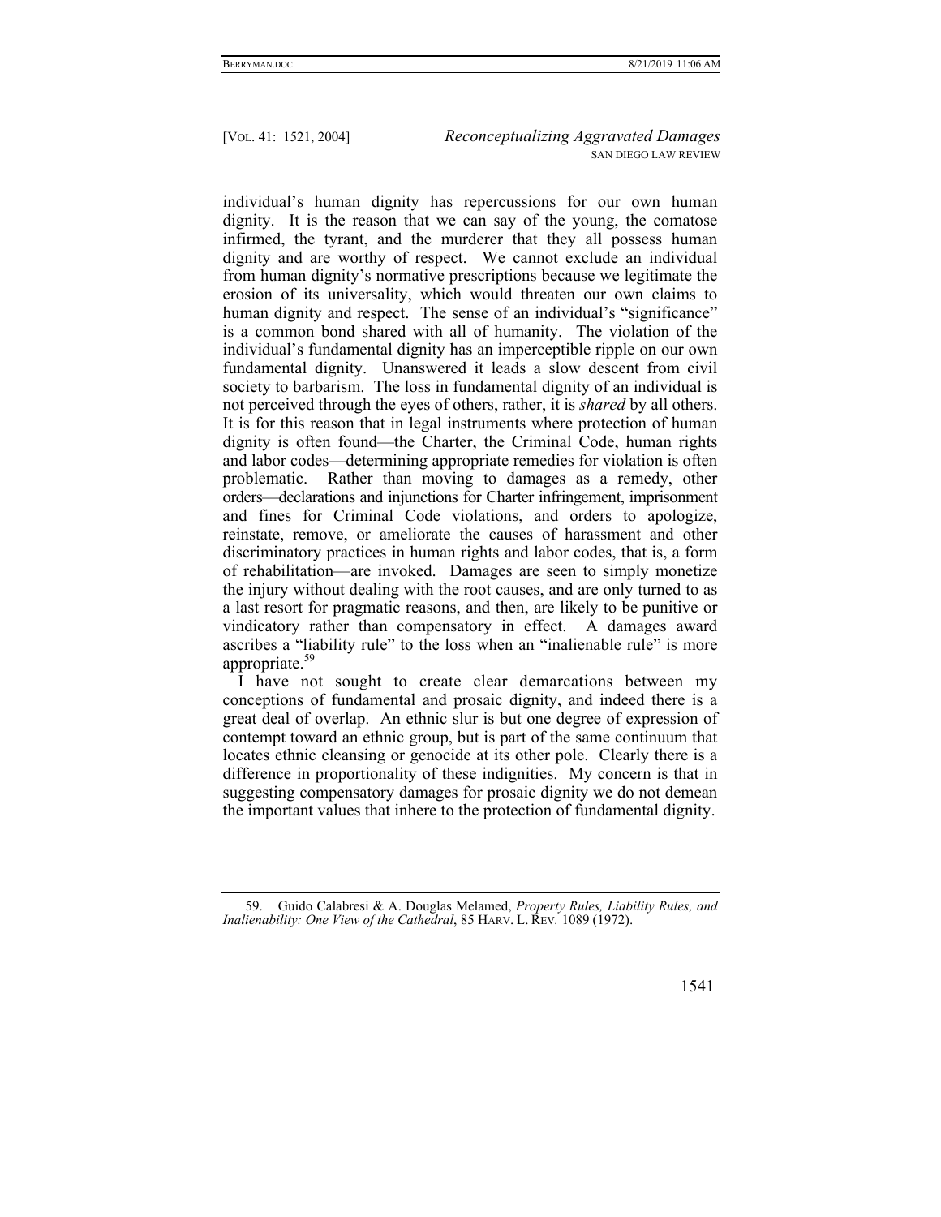individual's human dignity has repercussions for our own human dignity. It is the reason that we can say of the young, the comatose infirmed, the tyrant, and the murderer that they all possess human dignity and are worthy of respect. We cannot exclude an individual from human dignity's normative prescriptions because we legitimate the erosion of its universality, which would threaten our own claims to human dignity and respect. The sense of an individual's "significance" is a common bond shared with all of humanity. The violation of the individual's fundamental dignity has an imperceptible ripple on our own fundamental dignity. Unanswered it leads a slow descent from civil society to barbarism. The loss in fundamental dignity of an individual is not perceived through the eyes of others, rather, it is *shared* by all others. It is for this reason that in legal instruments where protection of human dignity is often found—the Charter, the Criminal Code, human rights and labor codes—determining appropriate remedies for violation is often problematic. Rather than moving to damages as a remedy, other orders—declarations and injunctions for Charter infringement, imprisonment and fines for Criminal Code violations, and orders to apologize, reinstate, remove, or ameliorate the causes of harassment and other discriminatory practices in human rights and labor codes, that is, a form of rehabilitation—are invoked. Damages are seen to simply monetize the injury without dealing with the root causes, and are only turned to as a last resort for pragmatic reasons, and then, are likely to be punitive or vindicatory rather than compensatory in effect. A damages award ascribes a "liability rule" to the loss when an "inalienable rule" is more appropriate.[59]

I have not sought to create clear demarcations between my conceptions of fundamental and prosaic dignity, and indeed there is a great deal of overlap. An ethnic slur is but one degree of expression of contempt toward an ethnic group, but is part of the same continuum that locates ethnic cleansing or genocide at its other pole. Clearly there is a difference in proportionality of these indignities. My concern is that in suggesting compensatory damages for prosaic dignity we do not demean the important values that inhere to the protection of fundamental dignity.

59. Guido Calabresi & A. Douglas Melamed, *Property Rules, Liability Rules, and Inalienability: One View of the Cathedral*, 85 HARV. L. REV. 1089 (1972).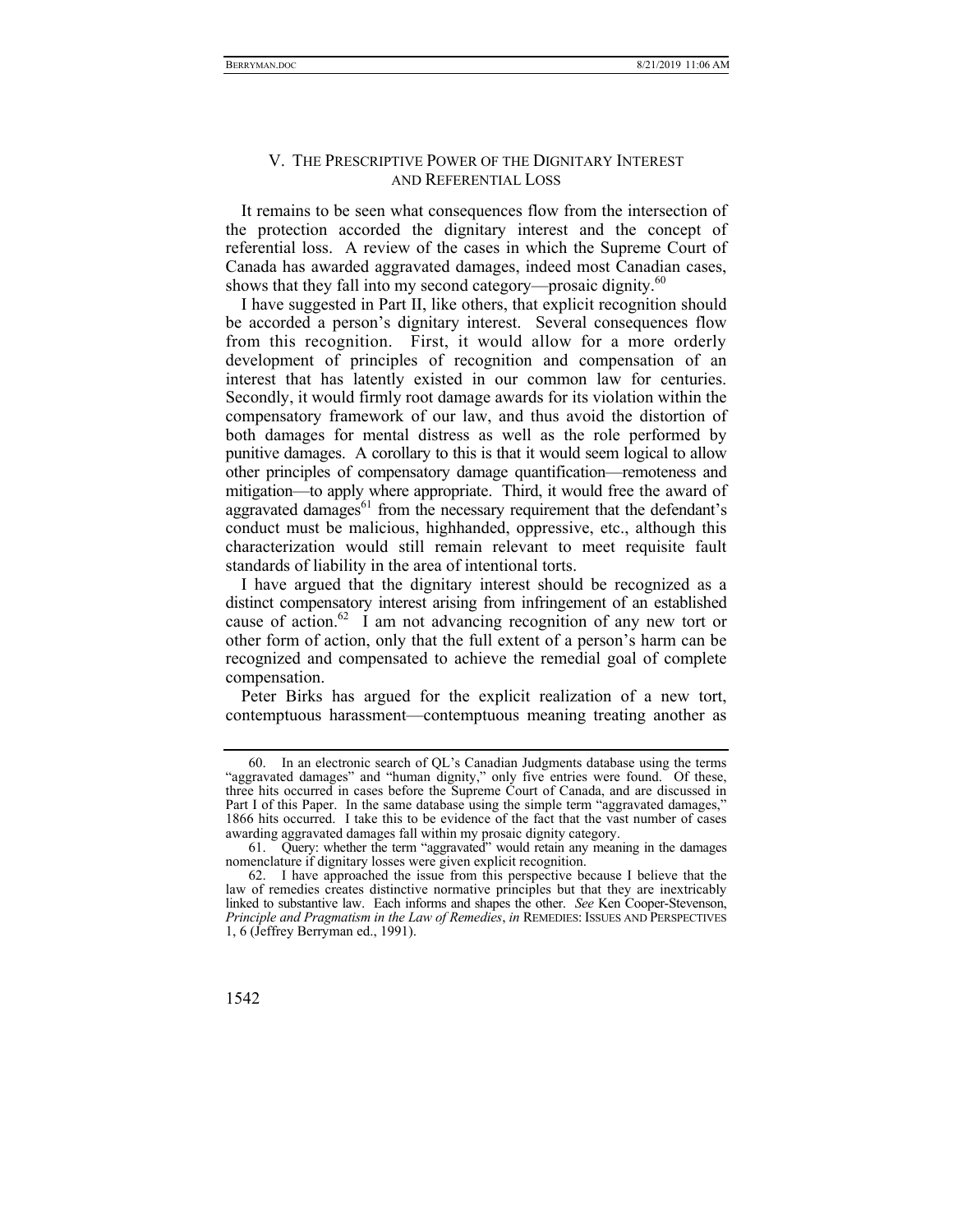## V. THE PRESCRIPTIVE POWER OF THE DIGNITARY INTEREST AND REFERENTIAL LOSS

It remains to be seen what consequences flow from the intersection of the protection accorded the dignitary interest and the concept of referential loss. A review of the cases in which the Supreme Court of Canada has awarded aggravated damages, indeed most Canadian cases, shows that they fall into my second category—prosaic dignity.[60]

I have suggested in Part II, like others, that explicit recognition should be accorded a person's dignitary interest. Several consequences flow from this recognition. First, it would allow for a more orderly development of principles of recognition and compensation of an interest that has latently existed in our common law for centuries. Secondly, it would firmly root damage awards for its violation within the compensatory framework of our law, and thus avoid the distortion of both damages for mental distress as well as the role performed by punitive damages. A corollary to this is that it would seem logical to allow other principles of compensatory damage quantification—remoteness and mitigation—to apply where appropriate. Third, it would free the award of aggravated damages[61] from the necessary requirement that the defendant's conduct must be malicious, highhanded, oppressive, etc., although this characterization would still remain relevant to meet requisite fault standards of liability in the area of intentional torts.

I have argued that the dignitary interest should be recognized as a distinct compensatory interest arising from infringement of an established cause of action.[62] I am not advancing recognition of any new tort or other form of action, only that the full extent of a person's harm can be recognized and compensated to achieve the remedial goal of complete compensation.

Peter Birks has argued for the explicit realization of a new tort, contemptuous harassment—contemptuous meaning treating another as

---

60. In an electronic search of QL's Canadian Judgments database using the terms "aggravated damages" and "human dignity," only five entries were found. Of these, three hits occurred in cases before the Supreme Court of Canada, and are discussed in Part I of this Paper. In the same database using the simple term "aggravated damages," 1866 hits occurred. I take this to be evidence of the fact that the vast number of cases awarding aggravated damages fall within my prosaic dignity category.

61. Query: whether the term "aggravated" would retain any meaning in the damages nomenclature if dignitary losses were given explicit recognition.

62. I have approached the issue from this perspective because I believe that the law of remedies creates distinctive normative principles but that they are inextricably linked to substantive law. Each informs and shapes the other. *See* Ken Cooper-Stevenson, *Principle and Pragmatism in the Law of Remedies*, *in* REMEDIES: ISSUES AND PERSPECTIVES 1, 6 (Jeffrey Berryman ed., 1991).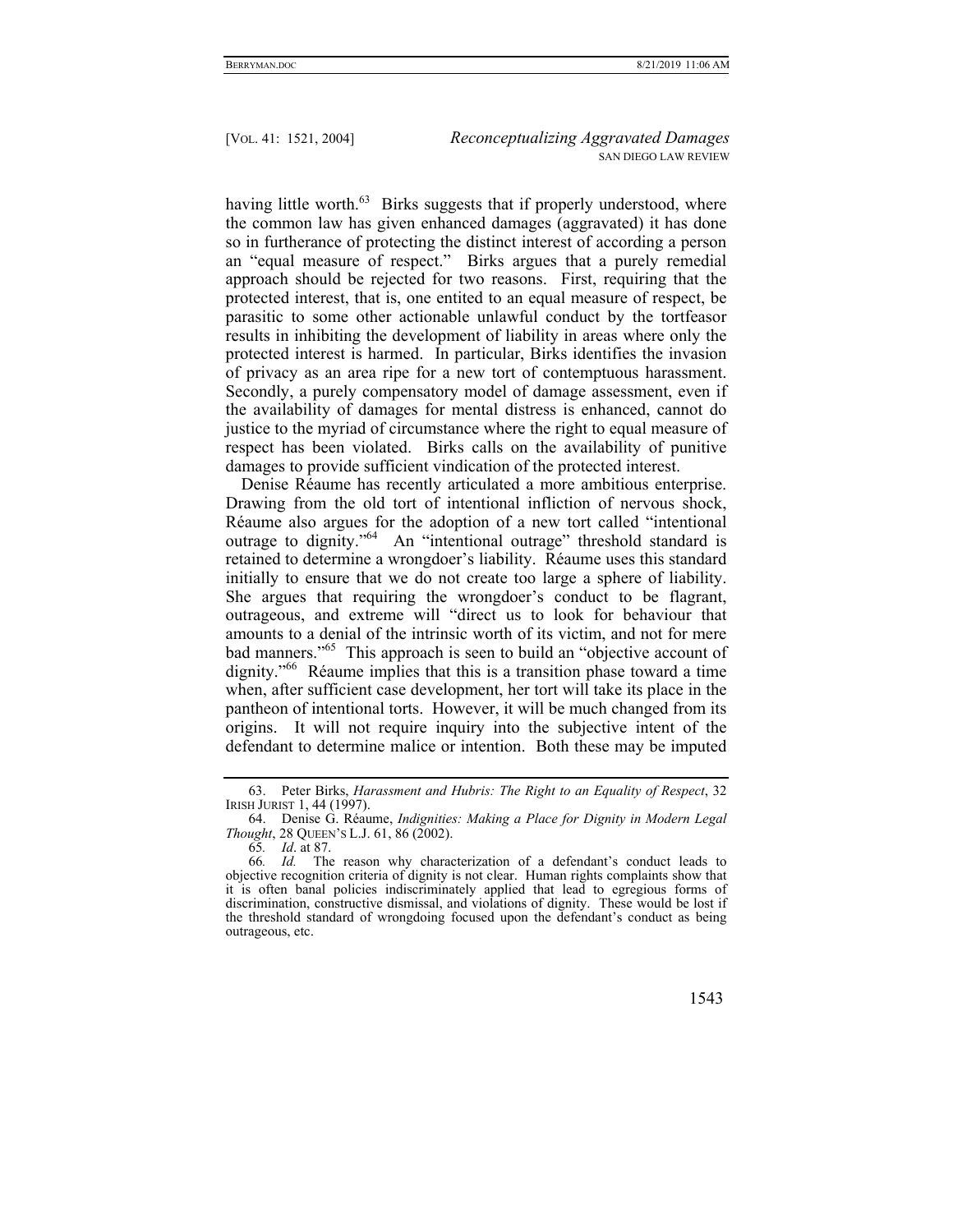having little worth.[63] Birks suggests that if properly understood, where the common law has given enhanced damages (aggravated) it has done so in furtherance of protecting the distinct interest of according a person an "equal measure of respect." Birks argues that a purely remedial approach should be rejected for two reasons. First, requiring that the protected interest, that is, one entited to an equal measure of respect, be parasitic to some other actionable unlawful conduct by the tortfeasor results in inhibiting the development of liability in areas where only the protected interest is harmed. In particular, Birks identifies the invasion of privacy as an area ripe for a new tort of contemptuous harassment. Secondly, a purely compensatory model of damage assessment, even if the availability of damages for mental distress is enhanced, cannot do justice to the myriad of circumstance where the right to equal measure of respect has been violated. Birks calls on the availability of punitive damages to provide sufficient vindication of the protected interest.

Denise Réaume has recently articulated a more ambitious enterprise. Drawing from the old tort of intentional infliction of nervous shock, Réaume also argues for the adoption of a new tort called "intentional outrage to dignity."[64] An "intentional outrage" threshold standard is retained to determine a wrongdoer's liability. Réaume uses this standard initially to ensure that we do not create too large a sphere of liability. She argues that requiring the wrongdoer's conduct to be flagrant, outrageous, and extreme will "direct us to look for behaviour that amounts to a denial of the intrinsic worth of its victim, and not for mere bad manners."[65] This approach is seen to build an "objective account of dignity."[66] Réaume implies that this is a transition phase toward a time when, after sufficient case development, her tort will take its place in the pantheon of intentional torts. However, it will be much changed from its origins. It will not require inquiry into the subjective intent of the defendant to determine malice or intention. Both these may be imputed

---

63. Peter Birks, *Harassment and Hubris: The Right to an Equality of Respect*, 32 IRISH JURIST 1, 44 (1997).

64. Denise G. Réaume, *Indignities: Making a Place for Dignity in Modern Legal Thought*, 28 QUEEN'S L.J. 61, 86 (2002).

65. *Id*. at 87.

66. *Id.* The reason why characterization of a defendant's conduct leads to objective recognition criteria of dignity is not clear. Human rights complaints show that it is often banal policies indiscriminately applied that lead to egregious forms of discrimination, constructive dismissal, and violations of dignity. These would be lost if the threshold standard of wrongdoing focused upon the defendant's conduct as being outrageous, etc.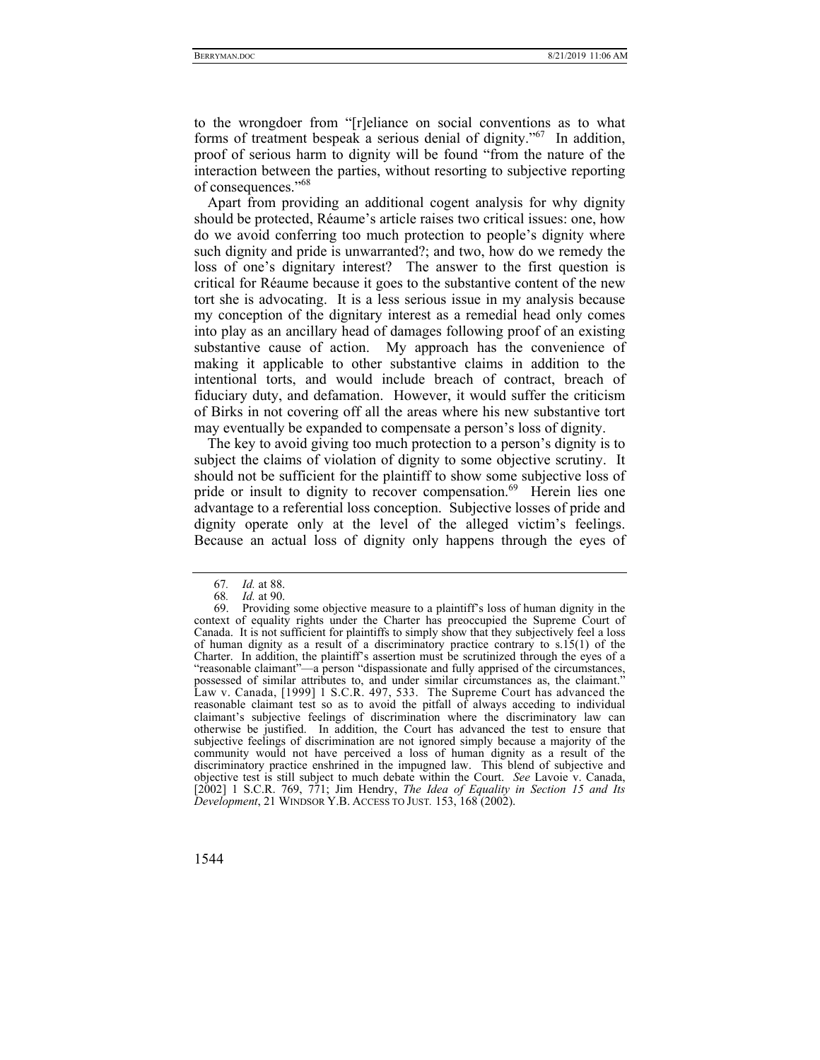to the wrongdoer from "[r]eliance on social conventions as to what forms of treatment bespeak a serious denial of dignity."[67] In addition, proof of serious harm to dignity will be found "from the nature of the interaction between the parties, without resorting to subjective reporting of consequences."[68]

Apart from providing an additional cogent analysis for why dignity should be protected, Réaume's article raises two critical issues: one, how do we avoid conferring too much protection to people's dignity where such dignity and pride is unwarranted?; and two, how do we remedy the loss of one's dignitary interest? The answer to the first question is critical for Réaume because it goes to the substantive content of the new tort she is advocating. It is a less serious issue in my analysis because my conception of the dignitary interest as a remedial head only comes into play as an ancillary head of damages following proof of an existing substantive cause of action. My approach has the convenience of making it applicable to other substantive claims in addition to the intentional torts, and would include breach of contract, breach of fiduciary duty, and defamation. However, it would suffer the criticism of Birks in not covering off all the areas where his new substantive tort may eventually be expanded to compensate a person's loss of dignity.

The key to avoid giving too much protection to a person's dignity is to subject the claims of violation of dignity to some objective scrutiny. It should not be sufficient for the plaintiff to show some subjective loss of pride or insult to dignity to recover compensation.[69] Herein lies one advantage to a referential loss conception. Subjective losses of pride and dignity operate only at the level of the alleged victim's feelings. Because an actual loss of dignity only happens through the eyes of

---

67. *Id.* at 88.

68. *Id.* at 90.

69. Providing some objective measure to a plaintiff's loss of human dignity in the context of equality rights under the Charter has preoccupied the Supreme Court of Canada. It is not sufficient for plaintiffs to simply show that they subjectively feel a loss of human dignity as a result of a discriminatory practice contrary to s.15(1) of the Charter. In addition, the plaintiff's assertion must be scrutinized through the eyes of a "reasonable claimant"—a person "dispassionate and fully apprised of the circumstances, possessed of similar attributes to, and under similar circumstances as, the claimant." Law v. Canada, [1999] 1 S.C.R. 497, 533. The Supreme Court has advanced the reasonable claimant test so as to avoid the pitfall of always acceding to individual claimant's subjective feelings of discrimination where the discriminatory law can otherwise be justified. In addition, the Court has advanced the test to ensure that subjective feelings of discrimination are not ignored simply because a majority of the community would not have perceived a loss of human dignity as a result of the discriminatory practice enshrined in the impugned law. This blend of subjective and objective test is still subject to much debate within the Court. *See* Lavoie v. Canada, [2002] 1 S.C.R. 769, 771; Jim Hendry, *The Idea of Equality in Section 15 and Its Development*, 21 WINDSOR Y.B. ACCESS TO JUST. 153, 168 (2002).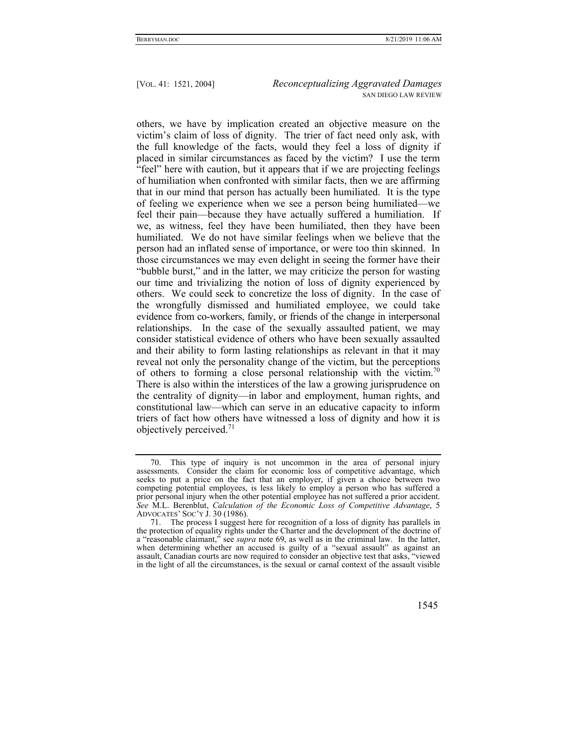others, we have by implication created an objective measure on the victim's claim of loss of dignity. The trier of fact need only ask, with the full knowledge of the facts, would they feel a loss of dignity if placed in similar circumstances as faced by the victim? I use the term "feel" here with caution, but it appears that if we are projecting feelings of humiliation when confronted with similar facts, then we are affirming that in our mind that person has actually been humiliated. It is the type of feeling we experience when we see a person being humiliated—we feel their pain—because they have actually suffered a humiliation. If we, as witness, feel they have been humiliated, then they have been humiliated. We do not have similar feelings when we believe that the person had an inflated sense of importance, or were too thin skinned. In those circumstances we may even delight in seeing the former have their "bubble burst," and in the latter, we may criticize the person for wasting our time and trivializing the notion of loss of dignity experienced by others. We could seek to concretize the loss of dignity. In the case of the wrongfully dismissed and humiliated employee, we could take evidence from co-workers, family, or friends of the change in interpersonal relationships. In the case of the sexually assaulted patient, we may consider statistical evidence of others who have been sexually assaulted and their ability to form lasting relationships as relevant in that it may reveal not only the personality change of the victim, but the perceptions of others to forming a close personal relationship with the victim.[70] There is also within the interstices of the law a growing jurisprudence on the centrality of dignity—in labor and employment, human rights, and constitutional law—which can serve in an educative capacity to inform triers of fact how others have witnessed a loss of dignity and how it is objectively perceived.[71]

---

70. This type of inquiry is not uncommon in the area of personal injury assessments. Consider the claim for economic loss of competitive advantage, which seeks to put a price on the fact that an employer, if given a choice between two competing potential employees, is less likely to employ a person who has suffered a prior personal injury when the other potential employee has not suffered a prior accident. *See* M.L. Berenblut, *Calculation of the Economic Loss of Competitive Advantage*, 5 ADVOCATES' SOC'Y J. 30 (1986).

71. The process I suggest here for recognition of a loss of dignity has parallels in the protection of equality rights under the Charter and the development of the doctrine of a "reasonable claimant," see *supra* note 69, as well as in the criminal law. In the latter, when determining whether an accused is guilty of a "sexual assault" as against an assault, Canadian courts are now required to consider an objective test that asks, "viewed in the light of all the circumstances, is the sexual or carnal context of the assault visible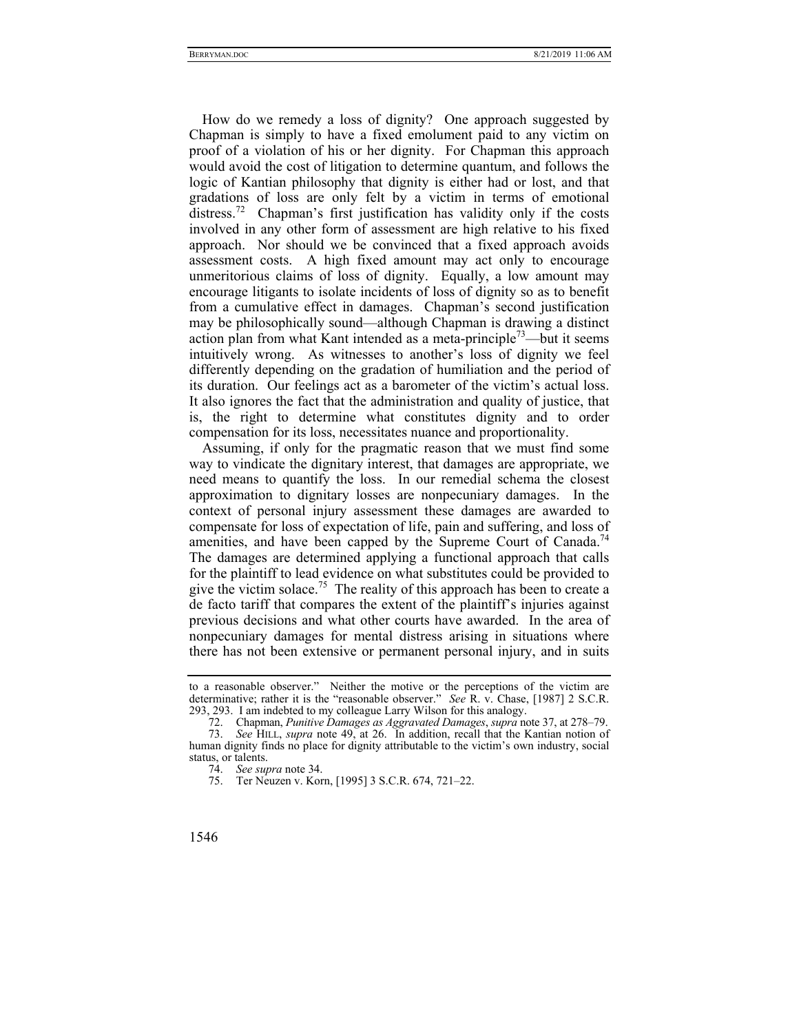How do we remedy a loss of dignity? One approach suggested by Chapman is simply to have a fixed emolument paid to any victim on proof of a violation of his or her dignity. For Chapman this approach would avoid the cost of litigation to determine quantum, and follows the logic of Kantian philosophy that dignity is either had or lost, and that gradations of loss are only felt by a victim in terms of emotional distress.[72] Chapman's first justification has validity only if the costs involved in any other form of assessment are high relative to his fixed approach. Nor should we be convinced that a fixed approach avoids assessment costs. A high fixed amount may act only to encourage unmeritorious claims of loss of dignity. Equally, a low amount may encourage litigants to isolate incidents of loss of dignity so as to benefit from a cumulative effect in damages. Chapman's second justification may be philosophically sound—although Chapman is drawing a distinct action plan from what Kant intended as a meta-principle[73]—but it seems intuitively wrong. As witnesses to another's loss of dignity we feel differently depending on the gradation of humiliation and the period of its duration. Our feelings act as a barometer of the victim's actual loss. It also ignores the fact that the administration and quality of justice, that is, the right to determine what constitutes dignity and to order compensation for its loss, necessitates nuance and proportionality.

Assuming, if only for the pragmatic reason that we must find some way to vindicate the dignitary interest, that damages are appropriate, we need means to quantify the loss. In our remedial schema the closest approximation to dignitary losses are nonpecuniary damages. In the context of personal injury assessment these damages are awarded to compensate for loss of expectation of life, pain and suffering, and loss of amenities, and have been capped by the Supreme Court of Canada.[74] The damages are determined applying a functional approach that calls for the plaintiff to lead evidence on what substitutes could be provided to give the victim solace.[75] The reality of this approach has been to create a de facto tariff that compares the extent of the plaintiff's injuries against previous decisions and what other courts have awarded. In the area of nonpecuniary damages for mental distress arising in situations where there has not been extensive or permanent personal injury, and in suits

---

to a reasonable observer." Neither the motive or the perceptions of the victim are determinative; rather it is the "reasonable observer." *See* R. v. Chase, [1987] 2 S.C.R. 293, 293. I am indebted to my colleague Larry Wilson for this analogy.

72. Chapman, *Punitive Damages as Aggravated Damages*, *supra* note 37, at 278–79.

73. *See* HILL, *supra* note 49, at 26. In addition, recall that the Kantian notion of human dignity finds no place for dignity attributable to the victim's own industry, social status, or talents.

74. *See supra* note 34.

75. Ter Neuzen v. Korn, [1995] 3 S.C.R. 674, 721–22.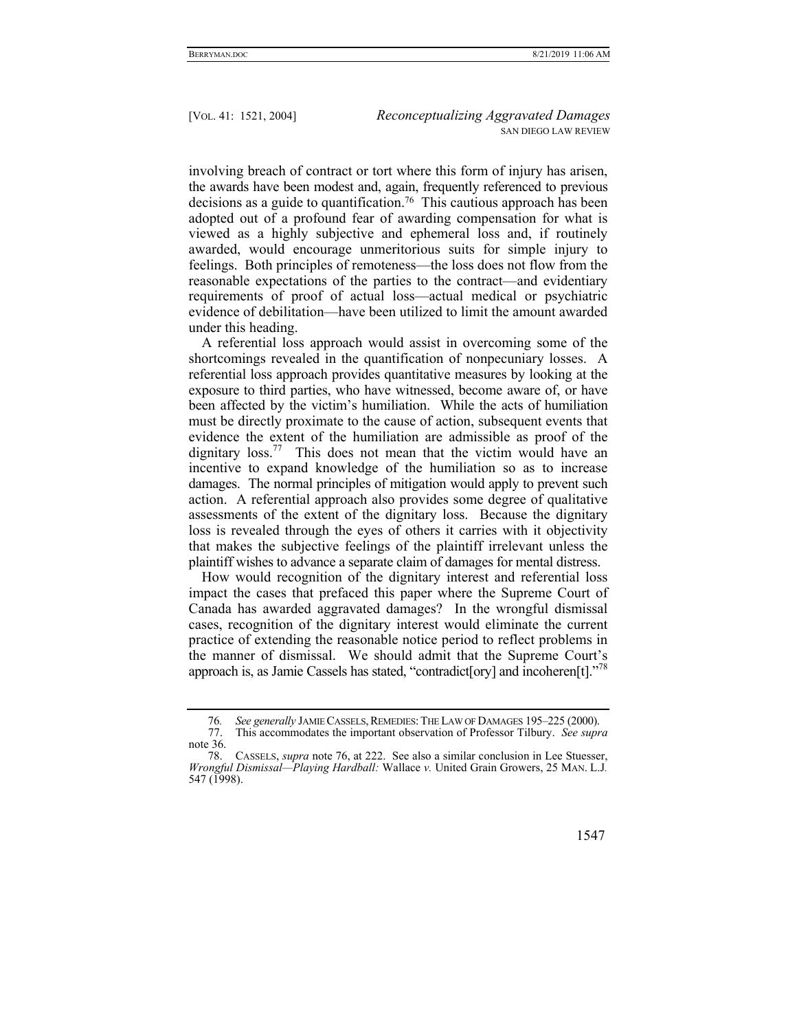involving breach of contract or tort where this form of injury has arisen, the awards have been modest and, again, frequently referenced to previous decisions as a guide to quantification.[76] This cautious approach has been adopted out of a profound fear of awarding compensation for what is viewed as a highly subjective and ephemeral loss and, if routinely awarded, would encourage unmeritorious suits for simple injury to feelings. Both principles of remoteness—the loss does not flow from the reasonable expectations of the parties to the contract—and evidentiary requirements of proof of actual loss—actual medical or psychiatric evidence of debilitation—have been utilized to limit the amount awarded under this heading.

A referential loss approach would assist in overcoming some of the shortcomings revealed in the quantification of nonpecuniary losses. A referential loss approach provides quantitative measures by looking at the exposure to third parties, who have witnessed, become aware of, or have been affected by the victim's humiliation. While the acts of humiliation must be directly proximate to the cause of action, subsequent events that evidence the extent of the humiliation are admissible as proof of the dignitary loss.[77] This does not mean that the victim would have an incentive to expand knowledge of the humiliation so as to increase damages. The normal principles of mitigation would apply to prevent such action. A referential approach also provides some degree of qualitative assessments of the extent of the dignitary loss. Because the dignitary loss is revealed through the eyes of others it carries with it objectivity that makes the subjective feelings of the plaintiff irrelevant unless the plaintiff wishes to advance a separate claim of damages for mental distress.

How would recognition of the dignitary interest and referential loss impact the cases that prefaced this paper where the Supreme Court of Canada has awarded aggravated damages? In the wrongful dismissal cases, recognition of the dignitary interest would eliminate the current practice of extending the reasonable notice period to reflect problems in the manner of dismissal. We should admit that the Supreme Court's approach is, as Jamie Cassels has stated, "contradict[ory] and incoheren[t]."[78]

---

76. *See generally* JAMIE CASSELS, REMEDIES: THE LAW OF DAMAGES 195–225 (2000).

77. This accommodates the important observation of Professor Tilbury. *See supra* note 36.

78. CASSELS, *supra* note 76, at 222. See also a similar conclusion in Lee Stuesser, *Wrongful Dismissal—Playing Hardball:* Wallace *v.* United Grain Growers, 25 MAN. L.J. 547 (1998).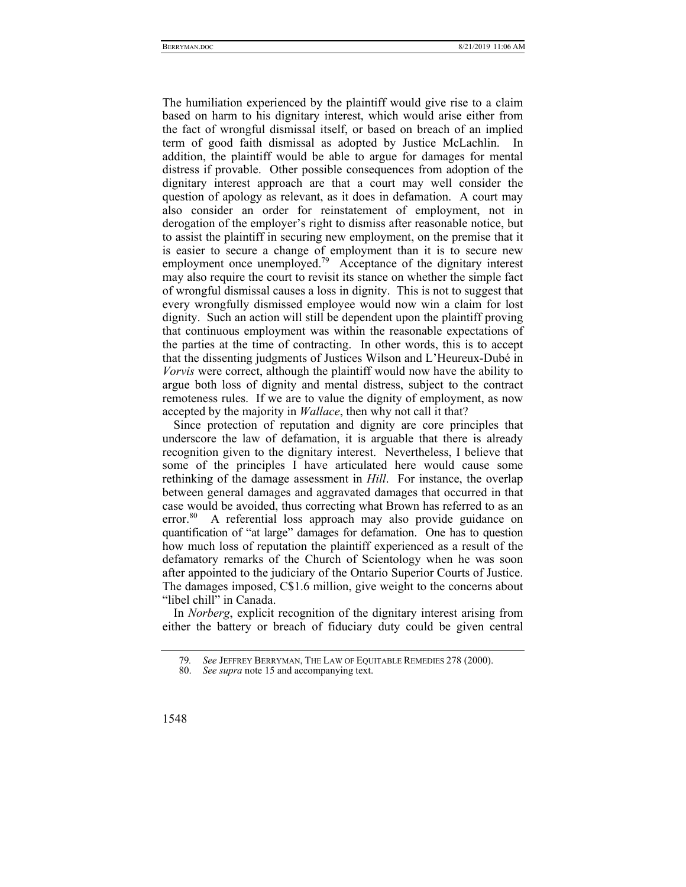The humiliation experienced by the plaintiff would give rise to a claim based on harm to his dignitary interest, which would arise either from the fact of wrongful dismissal itself, or based on breach of an implied term of good faith dismissal as adopted by Justice McLachlin. In addition, the plaintiff would be able to argue for damages for mental distress if provable. Other possible consequences from adoption of the dignitary interest approach are that a court may well consider the question of apology as relevant, as it does in defamation. A court may also consider an order for reinstatement of employment, not in derogation of the employer's right to dismiss after reasonable notice, but to assist the plaintiff in securing new employment, on the premise that it is easier to secure a change of employment than it is to secure new employment once unemployed.[79] Acceptance of the dignitary interest may also require the court to revisit its stance on whether the simple fact of wrongful dismissal causes a loss in dignity. This is not to suggest that every wrongfully dismissed employee would now win a claim for lost dignity. Such an action will still be dependent upon the plaintiff proving that continuous employment was within the reasonable expectations of the parties at the time of contracting. In other words, this is to accept that the dissenting judgments of Justices Wilson and L'Heureux-Dubé in *Vorvis* were correct, although the plaintiff would now have the ability to argue both loss of dignity and mental distress, subject to the contract remoteness rules. If we are to value the dignity of employment, as now accepted by the majority in *Wallace*, then why not call it that?

Since protection of reputation and dignity are core principles that underscore the law of defamation, it is arguable that there is already recognition given to the dignitary interest. Nevertheless, I believe that some of the principles I have articulated here would cause some rethinking of the damage assessment in *Hill*. For instance, the overlap between general damages and aggravated damages that occurred in that case would be avoided, thus correcting what Brown has referred to as an error.[80] A referential loss approach may also provide guidance on quantification of "at large" damages for defamation. One has to question how much loss of reputation the plaintiff experienced as a result of the defamatory remarks of the Church of Scientology when he was soon after appointed to the judiciary of the Ontario Superior Courts of Justice. The damages imposed, C$1.6 million, give weight to the concerns about "libel chill" in Canada.

In *Norberg*, explicit recognition of the dignitary interest arising from either the battery or breach of fiduciary duty could be given central

79. *See* JEFFREY BERRYMAN, THE LAW OF EQUITABLE REMEDIES 278 (2000).

80. *See supra* note 15 and accompanying text.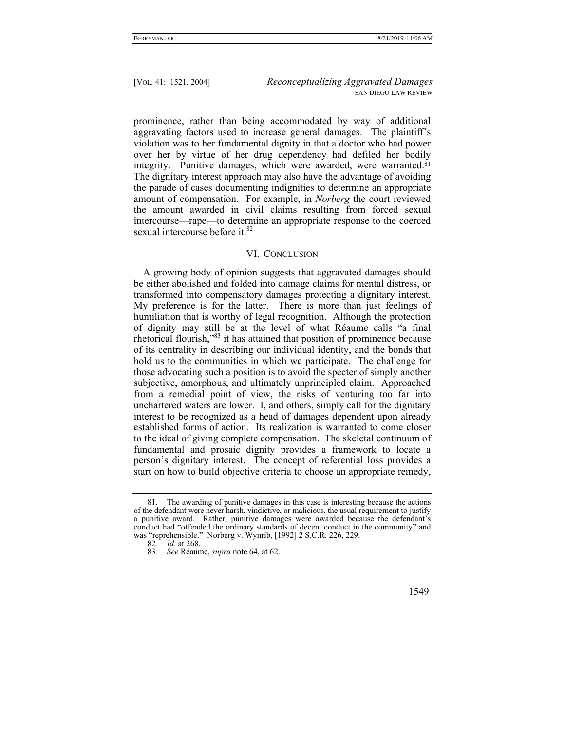prominence, rather than being accommodated by way of additional aggravating factors used to increase general damages. The plaintiff's violation was to her fundamental dignity in that a doctor who had power over her by virtue of her drug dependency had defiled her bodily integrity. Punitive damages, which were awarded, were warranted.[81] The dignitary interest approach may also have the advantage of avoiding the parade of cases documenting indignities to determine an appropriate amount of compensation. For example, in *Norberg* the court reviewed the amount awarded in civil claims resulting from forced sexual intercourse—rape—to determine an appropriate response to the coerced sexual intercourse before it.[82]

## VI. Conclusion

A growing body of opinion suggests that aggravated damages should be either abolished and folded into damage claims for mental distress, or transformed into compensatory damages protecting a dignitary interest. My preference is for the latter. There is more than just feelings of humiliation that is worthy of legal recognition. Although the protection of dignity may still be at the level of what Réaume calls "a final rhetorical flourish,"[83] it has attained that position of prominence because of its centrality in describing our individual identity, and the bonds that hold us to the communities in which we participate. The challenge for those advocating such a position is to avoid the specter of simply another subjective, amorphous, and ultimately unprincipled claim. Approached from a remedial point of view, the risks of venturing too far into unchartered waters are lower. I, and others, simply call for the dignitary interest to be recognized as a head of damages dependent upon already established forms of action. Its realization is warranted to come closer to the ideal of giving complete compensation. The skeletal continuum of fundamental and prosaic dignity provides a framework to locate a person's dignitary interest. The concept of referential loss provides a start on how to build objective criteria to choose an appropriate remedy,

---

81. The awarding of punitive damages in this case is interesting because the actions of the defendant were never harsh, vindictive, or malicious, the usual requirement to justify a punitive award. Rather, punitive damages were awarded because the defendant's conduct had "offended the ordinary standards of decent conduct in the community" and was "reprehensible." Norberg v. Wynrib, [1992] 2 S.C.R. 226, 229.

82. *Id*. at 268.

83. *See* Réaume, *supra* note 64, at 62.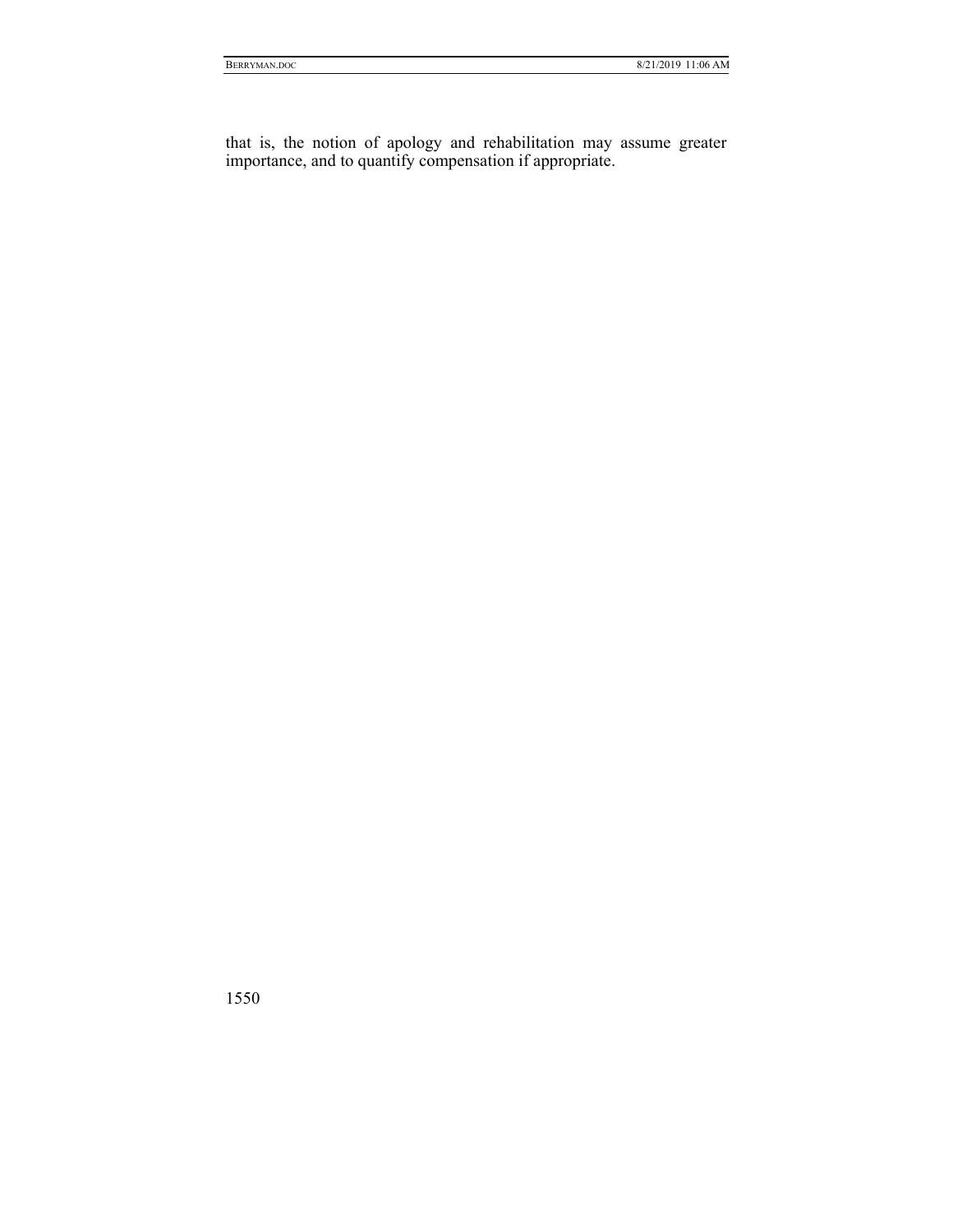that is, the notion of apology and rehabilitation may assume greater importance, and to quantify compensation if appropriate.